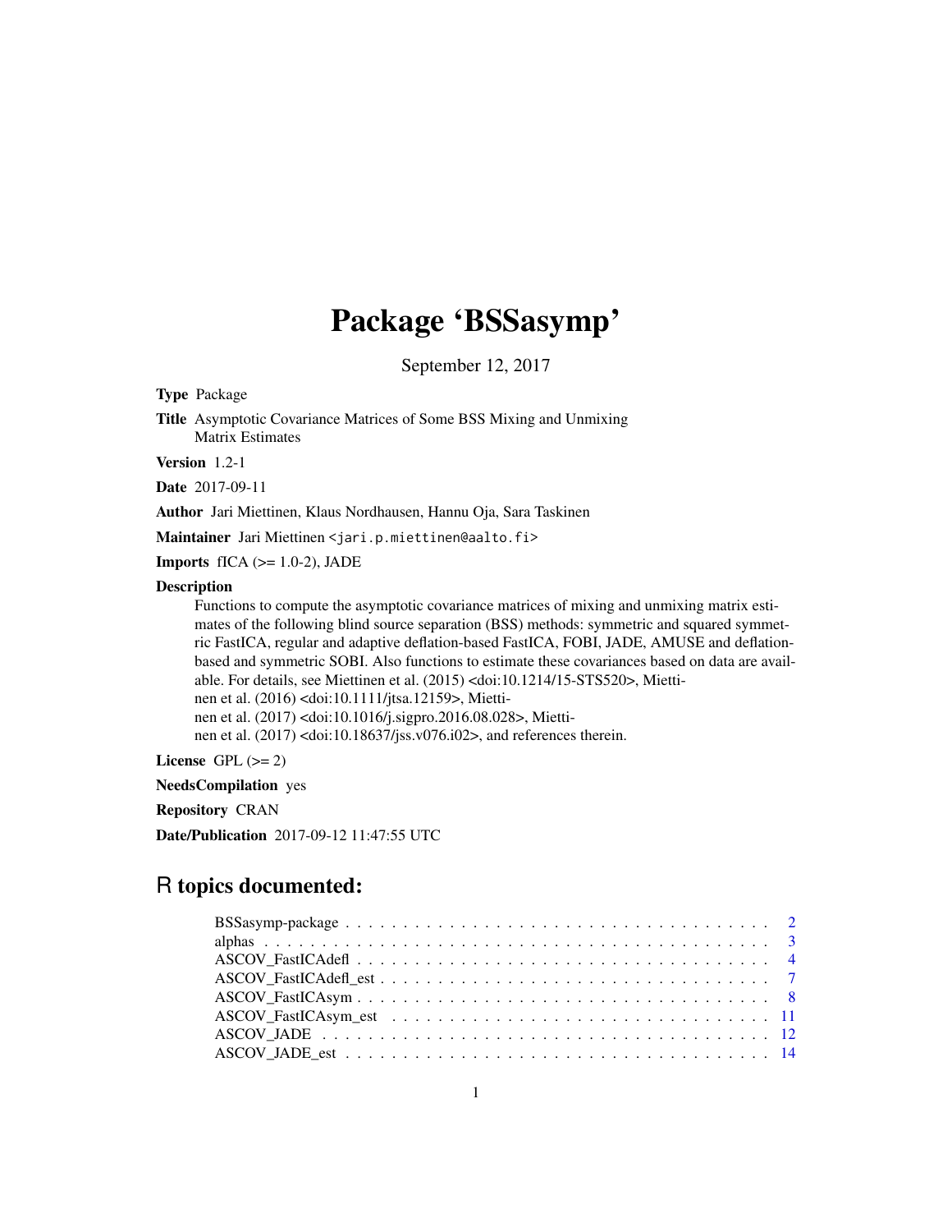# Package 'BSSasymp'

September 12, 2017

**Type** Package

**Title** Asymptotic Covariance Matrices of Some BSS Mixing and Unmixing Matrix Estimates

**Version** 1.2-1

**Date** 2017-09-11

**Author** Jari Miettinen, Klaus Nordhausen, Hannu Oja, Sara Taskinen

**Maintainer** Jari Miettinen <jari.p.miettinen@aalto.fi>

**Imports** fICA (>= 1.0-2), JADE

**Description** Functions to compute the asymptotic covariance matrices of mixing and unmixing matrix estimates of the following blind source separation (BSS) methods: symmetric and squared symmetric FastICA, regular and adaptive deflation-based FastICA, FOBI, JADE, AMUSE and deflation-based and symmetric SOBI. Also functions to estimate these covariances based on data are available. For details, see Miettinen et al. (2015) <doi:10.1214/15-STS520>, Miettinen et al. (2016) <doi:10.1111/jtsa.12159>, Miettinen et al. (2017) <doi:10.1016/j.sigpro.2016.08.028>, Miettinen et al. (2017) <doi:10.18637/jss.v076.i02>, and references therein.

**License** GPL (>= 2)

**NeedsCompilation** yes

**Repository** CRAN

**Date/Publication** 2017-09-12 11:47:55 UTC

## R topics documented:

- BSSasymp-package . . . . . . . . . . . . . . . . . . . . . . . . . . . . . . . . . . . . 2
- alphas . . . . . . . . . . . . . . . . . . . . . . . . . . . . . . . . . . . . . . . . . . 3
- ASCOV_FastICAdefl . . . . . . . . . . . . . . . . . . . . . . . . . . . . . . . . . . . 4
- ASCOV_FastICAdefl_est . . . . . . . . . . . . . . . . . . . . . . . . . . . . . . . . . 7
- ASCOV_FastICAsym . . . . . . . . . . . . . . . . . . . . . . . . . . . . . . . . . . . 8
- ASCOV_FastICAsym_est . . . . . . . . . . . . . . . . . . . . . . . . . . . . . . . . . 11
- ASCOV_JADE . . . . . . . . . . . . . . . . . . . . . . . . . . . . . . . . . . . . . . 12
- ASCOV_JADE_est . . . . . . . . . . . . . . . . . . . . . . . . . . . . . . . . . . . . 14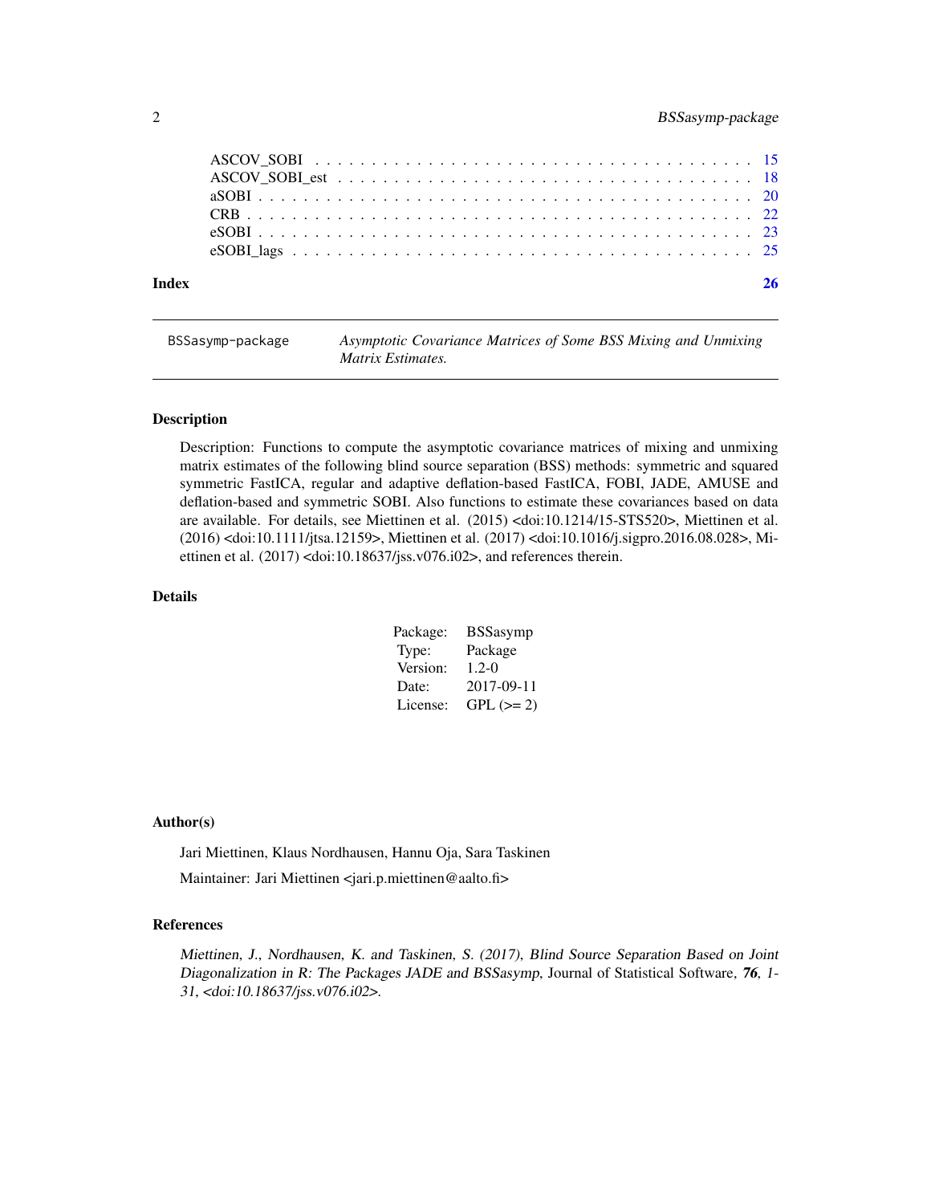ASCOV_SOBI . . . . . . . . . . . . . . . . . . . . . . . . . . . . . . . . . . . . 15
ASCOV_SOBI_est . . . . . . . . . . . . . . . . . . . . . . . . . . . . . . . . . . 18
aSOBI . . . . . . . . . . . . . . . . . . . . . . . . . . . . . . . . . . . . . . . 20
CRB . . . . . . . . . . . . . . . . . . . . . . . . . . . . . . . . . . . . . . . . 22
eSOBI . . . . . . . . . . . . . . . . . . . . . . . . . . . . . . . . . . . . . . . 23
eSOBI_lags . . . . . . . . . . . . . . . . . . . . . . . . . . . . . . . . . . . . 25

**Index** 26

---

BSSasymp-package — *Asymptotic Covariance Matrices of Some BSS Mixing and Unmixing Matrix Estimates.*

---

## Description

Description: Functions to compute the asymptotic covariance matrices of mixing and unmixing matrix estimates of the following blind source separation (BSS) methods: symmetric and squared symmetric FastICA, regular and adaptive deflation-based FastICA, FOBI, JADE, AMUSE and deflation-based and symmetric SOBI. Also functions to estimate these covariances based on data are available. For details, see Miettinen et al. (2015) <doi:10.1214/15-STS520>, Miettinen et al. (2016) <doi:10.1111/jtsa.12159>, Miettinen et al. (2017) <doi:10.1016/j.sigpro.2016.08.028>, Miettinen et al. (2017) <doi:10.18637/jss.v076.i02>, and references therein.

## Details

| | |
|---|---|
| Package: | BSSasymp |
| Type: | Package |
| Version: | 1.2-0 |
| Date: | 2017-09-11 |
| License: | GPL (>= 2) |

## Author(s)

Jari Miettinen, Klaus Nordhausen, Hannu Oja, Sara Taskinen

Maintainer: Jari Miettinen <jari.p.miettinen@aalto.fi>

## References

*Miettinen, J., Nordhausen, K. and Taskinen, S. (2017), Blind Source Separation Based on Joint Diagonalization in R: The Packages JADE and BSSasymp,* Journal of Statistical Software, ***76****, 1-31, <doi:10.18637/jss.v076.i02>.*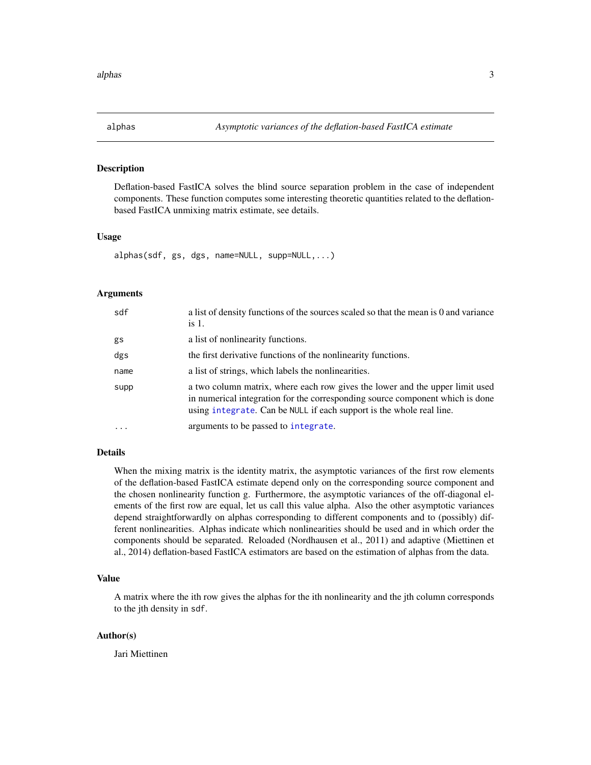## alphas — *Asymptotic variances of the deflation-based FastICA estimate*

### Description

Deflation-based FastICA solves the blind source separation problem in the case of independent components. These function computes some interesting theoretic quantities related to the deflation-based FastICA unmixing matrix estimate, see details.

### Usage

```
alphas(sdf, gs, dgs, name=NULL, supp=NULL,...)
```

### Arguments

| | |
|---|---|
| `sdf` | a list of density functions of the sources scaled so that the mean is 0 and variance is 1. |
| `gs` | a list of nonlinearity functions. |
| `dgs` | the first derivative functions of the nonlinearity functions. |
| `name` | a list of strings, which labels the nonlinearities. |
| `supp` | a two column matrix, where each row gives the lower and the upper limit used in numerical integration for the corresponding source component which is done using `integrate`. Can be `NULL` if each support is the whole real line. |
| `...` | arguments to be passed to `integrate`. |

### Details

When the mixing matrix is the identity matrix, the asymptotic variances of the first row elements of the deflation-based FastICA estimate depend only on the corresponding source component and the chosen nonlinearity function g. Furthermore, the asymptotic variances of the off-diagonal elements of the first row are equal, let us call this value alpha. Also the other asymptotic variances depend straightforwardly on alphas corresponding to different components and to (possibly) different nonlinearities. Alphas indicate which nonlinearities should be used and in which order the components should be separated. Reloaded (Nordhausen et al., 2011) and adaptive (Miettinen et al., 2014) deflation-based FastICA estimators are based on the estimation of alphas from the data.

### Value

A matrix where the ith row gives the alphas for the ith nonlinearity and the jth column corresponds to the jth density in `sdf`.

### Author(s)

Jari Miettinen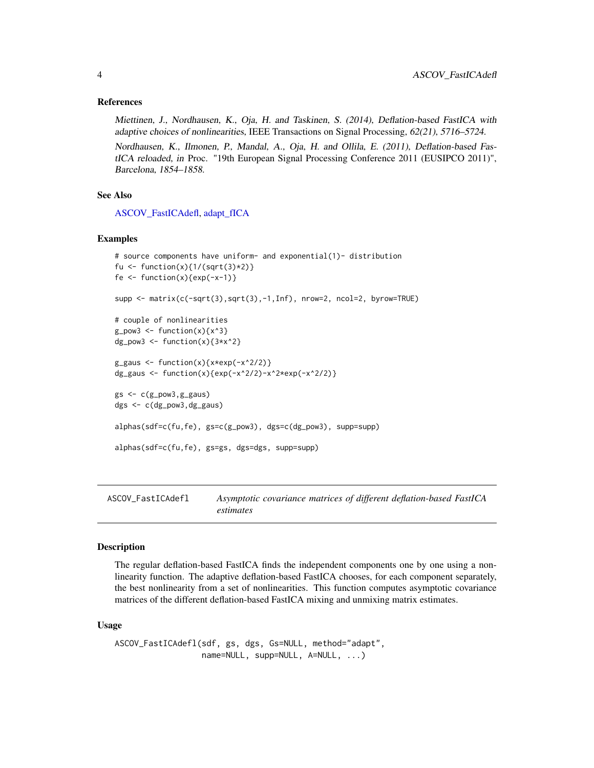### References

*Miettinen, J., Nordhausen, K., Oja, H. and Taskinen, S. (2014), Deflation-based FastICA with adaptive choices of nonlinearities*, IEEE Transactions on Signal Processing, *62(21), 5716–5724.*

*Nordhausen, K., Ilmonen, P., Mandal, A., Oja, H. and Ollila, E. (2011), Deflation-based FastICA reloaded, in* Proc. "19th European Signal Processing Conference 2011 (EUSIPCO 2011)", *Barcelona, 1854–1858.*

### See Also

ASCOV_FastICAdefl, adapt_fICA

### Examples

```
# source components have uniform- and exponential(1)- distribution
fu <- function(x){1/(sqrt(3)*2)}
fe <- function(x){exp(-x-1)}

supp <- matrix(c(-sqrt(3),sqrt(3),-1,Inf), nrow=2, ncol=2, byrow=TRUE)

# couple of nonlinearities
g_pow3 <- function(x){x^3}
dg_pow3 <- function(x){3*x^2}

g_gaus <- function(x){x*exp(-x^2/2)}
dg_gaus <- function(x){exp(-x^2/2)-x^2*exp(-x^2/2)}

gs <- c(g_pow3,g_gaus)
dgs <- c(dg_pow3,dg_gaus)

alphas(sdf=c(fu,fe), gs=c(g_pow3), dgs=c(dg_pow3), supp=supp)

alphas(sdf=c(fu,fe), gs=gs, dgs=dgs, supp=supp)
```

---

## ASCOV_FastICAdefl — *Asymptotic covariance matrices of different deflation-based FastICA estimates*

### Description

The regular deflation-based FastICA finds the independent components one by one using a nonlinearity function. The adaptive deflation-based FastICA chooses, for each component separately, the best nonlinearity from a set of nonlinearities. This function computes asymptotic covariance matrices of the different deflation-based FastICA mixing and unmixing matrix estimates.

### Usage

```
ASCOV_FastICAdefl(sdf, gs, dgs, Gs=NULL, method="adapt",
                  name=NULL, supp=NULL, A=NULL, ...)
```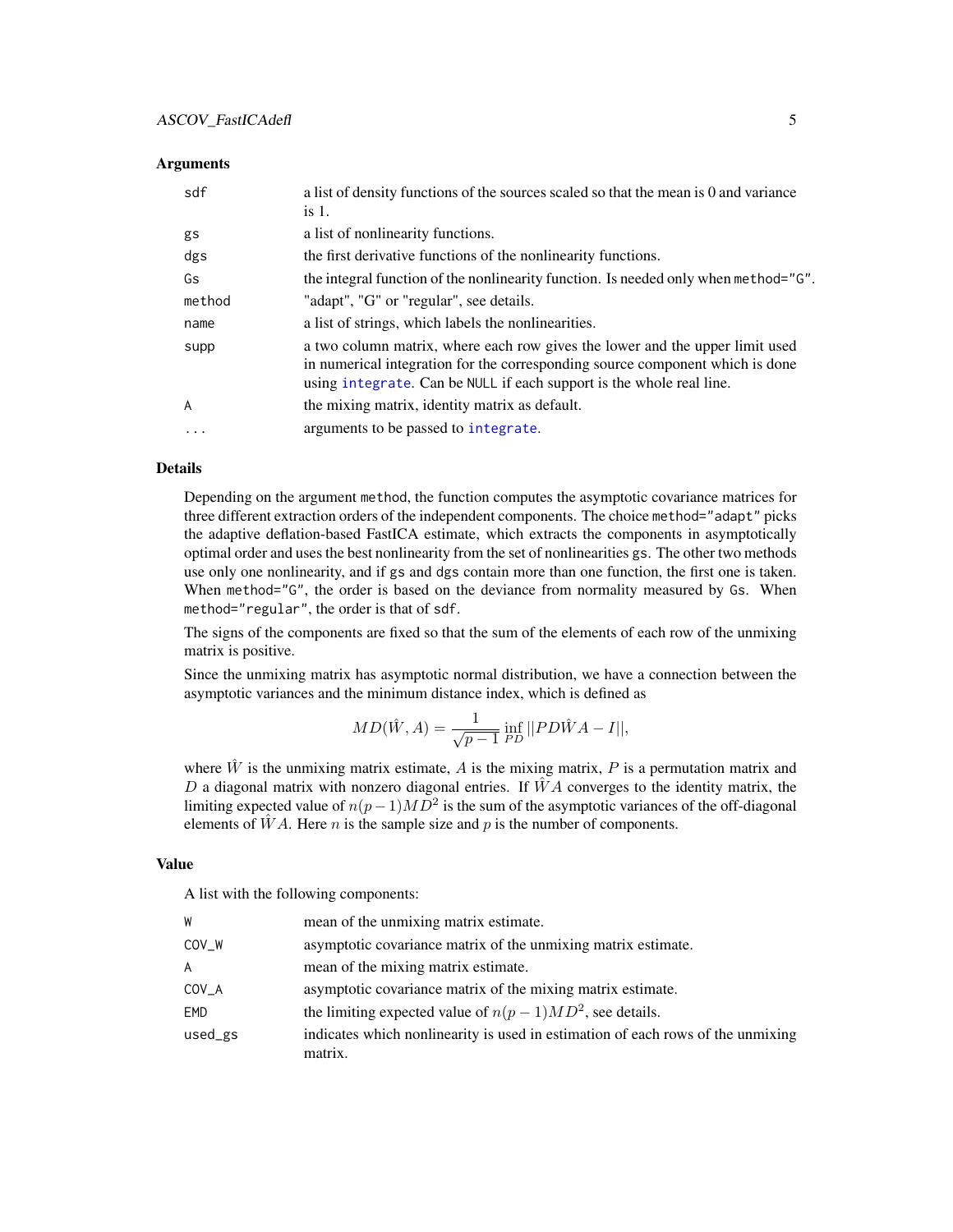### Arguments

| | |
|---|---|
| sdf | a list of density functions of the sources scaled so that the mean is 0 and variance is 1. |
| gs | a list of nonlinearity functions. |
| dgs | the first derivative functions of the nonlinearity functions. |
| Gs | the integral function of the nonlinearity function. Is needed only when `method="G"`. |
| method | "adapt", "G" or "regular", see details. |
| name | a list of strings, which labels the nonlinearities. |
| supp | a two column matrix, where each row gives the lower and the upper limit used in numerical integration for the corresponding source component which is done using `integrate`. Can be `NULL` if each support is the whole real line. |
| A | the mixing matrix, identity matrix as default. |
| ... | arguments to be passed to `integrate`. |

### Details

Depending on the argument `method`, the function computes the asymptotic covariance matrices for three different extraction orders of the independent components. The choice `method="adapt"` picks the adaptive deflation-based FastICA estimate, which extracts the components in asymptotically optimal order and uses the best nonlinearity from the set of nonlinearities `gs`. The other two methods use only one nonlinearity, and if `gs` and `dgs` contain more than one function, the first one is taken. When `method="G"`, the order is based on the deviance from normality measured by `Gs`. When `method="regular"`, the order is that of `sdf`.

The signs of the components are fixed so that the sum of the elements of each row of the unmixing matrix is positive.

Since the unmixing matrix has asymptotic normal distribution, we have a connection between the asymptotic variances and the minimum distance index, which is defined as

$$MD(\hat{W}, A) = \frac{1}{\sqrt{p-1}} \inf_{PD} ||PD\hat{W}A - I||,$$

where $\hat{W}$ is the unmixing matrix estimate, $A$ is the mixing matrix, $P$ is a permutation matrix and $D$ a diagonal matrix with nonzero diagonal entries. If $\hat{W}A$ converges to the identity matrix, the limiting expected value of $n(p-1)MD^2$ is the sum of the asymptotic variances of the off-diagonal elements of $\hat{W}A$. Here $n$ is the sample size and $p$ is the number of components.

### Value

A list with the following components:

| | |
|---|---|
| W | mean of the unmixing matrix estimate. |
| COV_W | asymptotic covariance matrix of the unmixing matrix estimate. |
| A | mean of the mixing matrix estimate. |
| COV_A | asymptotic covariance matrix of the mixing matrix estimate. |
| EMD | the limiting expected value of $n(p-1)MD^2$, see details. |
| used_gs | indicates which nonlinearity is used in estimation of each rows of the unmixing matrix. |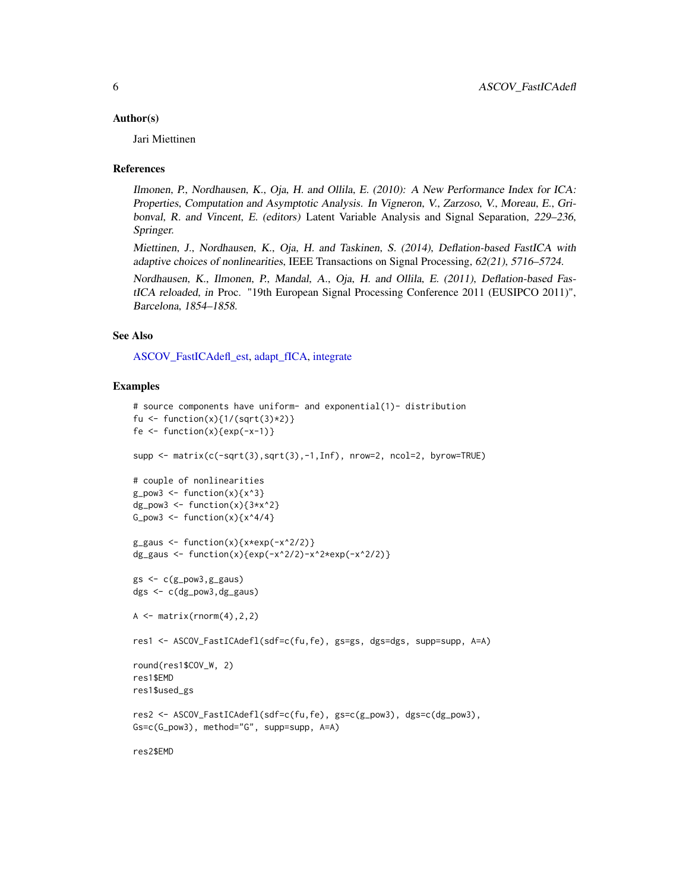### Author(s)

Jari Miettinen

### References

*Ilmonen, P., Nordhausen, K., Oja, H. and Ollila, E. (2010): A New Performance Index for ICA: Properties, Computation and Asymptotic Analysis. In Vigneron, V., Zarzoso, V., Moreau, E., Gribonval, R. and Vincent, E. (editors)* Latent Variable Analysis and Signal Separation, *229–236, Springer.*

*Miettinen, J., Nordhausen, K., Oja, H. and Taskinen, S. (2014), Deflation-based FastICA with adaptive choices of nonlinearities,* IEEE Transactions on Signal Processing, *62(21), 5716–5724.*

*Nordhausen, K., Ilmonen, P., Mandal, A., Oja, H. and Ollila, E. (2011), Deflation-based FastICA reloaded, in* Proc. "19th European Signal Processing Conference 2011 (EUSIPCO 2011)", *Barcelona, 1854–1858.*

### See Also

ASCOV_FastICAdefl_est, adapt_fICA, integrate

### Examples

```
# source components have uniform- and exponential(1)- distribution
fu <- function(x){1/(sqrt(3)*2)}
fe <- function(x){exp(-x-1)}

supp <- matrix(c(-sqrt(3),sqrt(3),-1,Inf), nrow=2, ncol=2, byrow=TRUE)

# couple of nonlinearities
g_pow3 <- function(x){x^3}
dg_pow3 <- function(x){3*x^2}
G_pow3 <- function(x){x^4/4}

g_gaus <- function(x){x*exp(-x^2/2)}
dg_gaus <- function(x){exp(-x^2/2)-x^2*exp(-x^2/2)}

gs <- c(g_pow3,g_gaus)
dgs <- c(dg_pow3,dg_gaus)

A <- matrix(rnorm(4),2,2)

res1 <- ASCOV_FastICAdefl(sdf=c(fu,fe), gs=gs, dgs=dgs, supp=supp, A=A)

round(res1$COV_W, 2)
res1$EMD
res1$used_gs

res2 <- ASCOV_FastICAdefl(sdf=c(fu,fe), gs=c(g_pow3), dgs=c(dg_pow3),
Gs=c(G_pow3), method="G", supp=supp, A=A)

res2$EMD
```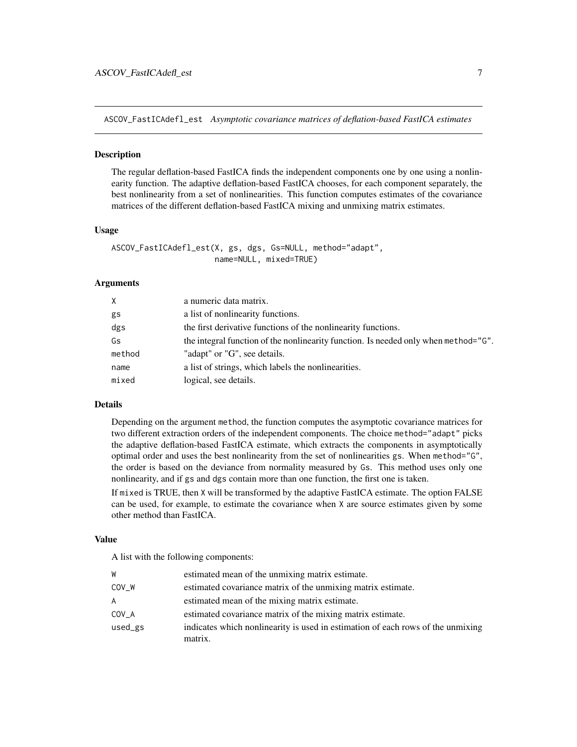## ASCOV_FastICAdefl_est *Asymptotic covariance matrices of deflation-based FastICA estimates*

### Description

The regular deflation-based FastICA finds the independent components one by one using a nonlinearity function. The adaptive deflation-based FastICA chooses, for each component separately, the best nonlinearity from a set of nonlinearities. This function computes estimates of the covariance matrices of the different deflation-based FastICA mixing and unmixing matrix estimates.

### Usage

```
ASCOV_FastICAdefl_est(X, gs, dgs, Gs=NULL, method="adapt",
                      name=NULL, mixed=TRUE)
```

### Arguments

| | |
|---|---|
| X | a numeric data matrix. |
| gs | a list of nonlinearity functions. |
| dgs | the first derivative functions of the nonlinearity functions. |
| Gs | the integral function of the nonlinearity function. Is needed only when method="G". |
| method | "adapt" or "G", see details. |
| name | a list of strings, which labels the nonlinearities. |
| mixed | logical, see details. |

### Details

Depending on the argument method, the function computes the asymptotic covariance matrices for two different extraction orders of the independent components. The choice method="adapt" picks the adaptive deflation-based FastICA estimate, which extracts the components in asymptotically optimal order and uses the best nonlinearity from the set of nonlinearities gs. When method="G", the order is based on the deviance from normality measured by Gs. This method uses only one nonlinearity, and if gs and dgs contain more than one function, the first one is taken.

If mixed is TRUE, then X will be transformed by the adaptive FastICA estimate. The option FALSE can be used, for example, to estimate the covariance when X are source estimates given by some other method than FastICA.

### Value

A list with the following components:

| | |
|---|---|
| W | estimated mean of the unmixing matrix estimate. |
| COV_W | estimated covariance matrix of the unmixing matrix estimate. |
| A | estimated mean of the mixing matrix estimate. |
| COV_A | estimated covariance matrix of the mixing matrix estimate. |
| used_gs | indicates which nonlinearity is used in estimation of each rows of the unmixing matrix. |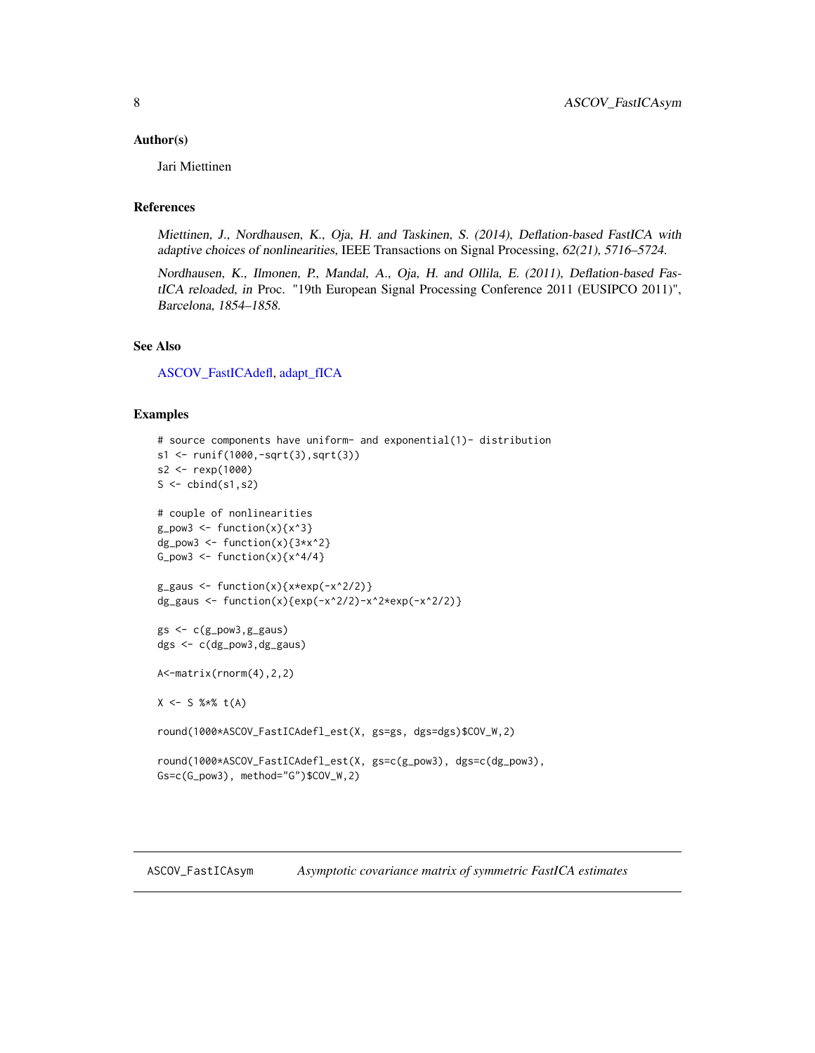### Author(s)

Jari Miettinen

### References

*Miettinen, J., Nordhausen, K., Oja, H. and Taskinen, S. (2014), Deflation-based FastICA with adaptive choices of nonlinearities,* IEEE Transactions on Signal Processing, *62(21), 5716–5724.*

*Nordhausen, K., Ilmonen, P., Mandal, A., Oja, H. and Ollila, E. (2011), Deflation-based FastICA reloaded, in* Proc. "19th European Signal Processing Conference 2011 (EUSIPCO 2011)", *Barcelona, 1854–1858.*

### See Also

ASCOV_FastICAdefl, adapt_fICA

### Examples

```
# source components have uniform- and exponential(1)- distribution
s1 <- runif(1000,-sqrt(3),sqrt(3))
s2 <- rexp(1000)
S <- cbind(s1,s2)

# couple of nonlinearities
g_pow3 <- function(x){x^3}
dg_pow3 <- function(x){3*x^2}
G_pow3 <- function(x){x^4/4}

g_gaus <- function(x){x*exp(-x^2/2)}
dg_gaus <- function(x){exp(-x^2/2)-x^2*exp(-x^2/2)}

gs <- c(g_pow3,g_gaus)
dgs <- c(dg_pow3,dg_gaus)

A<-matrix(rnorm(4),2,2)

X <- S %*% t(A)

round(1000*ASCOV_FastICAdefl_est(X, gs=gs, dgs=dgs)$COV_W,2)

round(1000*ASCOV_FastICAdefl_est(X, gs=c(g_pow3), dgs=c(dg_pow3),
Gs=c(G_pow3), method="G")$COV_W,2)
```

## ASCOV_FastICAsym *Asymptotic covariance matrix of symmetric FastICA estimates*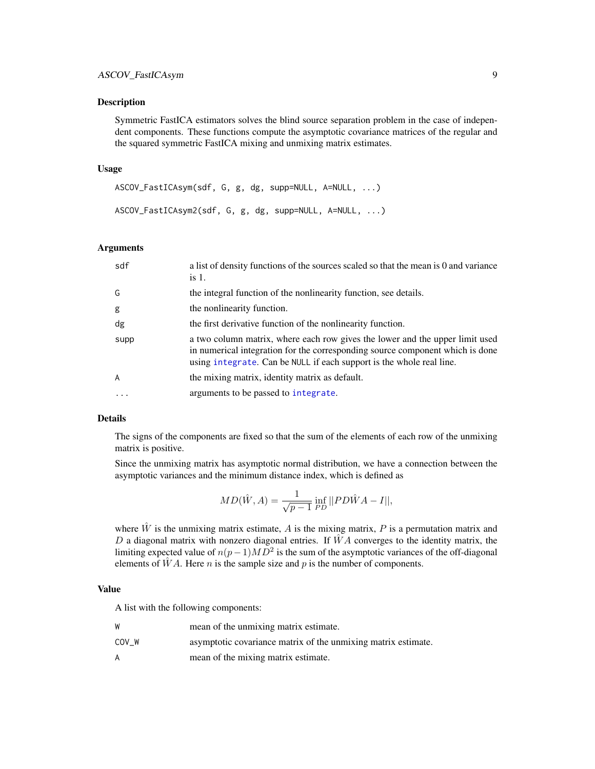### Description

Symmetric FastICA estimators solves the blind source separation problem in the case of independent components. These functions compute the asymptotic covariance matrices of the regular and the squared symmetric FastICA mixing and unmixing matrix estimates.

### Usage

```
ASCOV_FastICAsym(sdf, G, g, dg, supp=NULL, A=NULL, ...)

ASCOV_FastICAsym2(sdf, G, g, dg, supp=NULL, A=NULL, ...)
```

### Arguments

| | |
|---|---|
| sdf | a list of density functions of the sources scaled so that the mean is 0 and variance is 1. |
| G | the integral function of the nonlinearity function, see details. |
| g | the nonlinearity function. |
| dg | the first derivative function of the nonlinearity function. |
| supp | a two column matrix, where each row gives the lower and the upper limit used in numerical integration for the corresponding source component which is done using `integrate`. Can be `NULL` if each support is the whole real line. |
| A | the mixing matrix, identity matrix as default. |
| ... | arguments to be passed to `integrate`. |

### Details

The signs of the components are fixed so that the sum of the elements of each row of the unmixing matrix is positive.

Since the unmixing matrix has asymptotic normal distribution, we have a connection between the asymptotic variances and the minimum distance index, which is defined as

$$MD(\hat{W}, A) = \frac{1}{\sqrt{p-1}} \inf_{PD} ||PD\hat{W}A - I||,$$

where $\hat{W}$ is the unmixing matrix estimate, $A$ is the mixing matrix, $P$ is a permutation matrix and $D$ a diagonal matrix with nonzero diagonal entries. If $\hat{W}A$ converges to the identity matrix, the limiting expected value of $n(p-1)MD^2$ is the sum of the asymptotic variances of the off-diagonal elements of $\hat{W}A$. Here $n$ is the sample size and $p$ is the number of components.

### Value

A list with the following components:

| | |
|---|---|
| W | mean of the unmixing matrix estimate. |
| COV_W | asymptotic covariance matrix of the unmixing matrix estimate. |
| A | mean of the mixing matrix estimate. |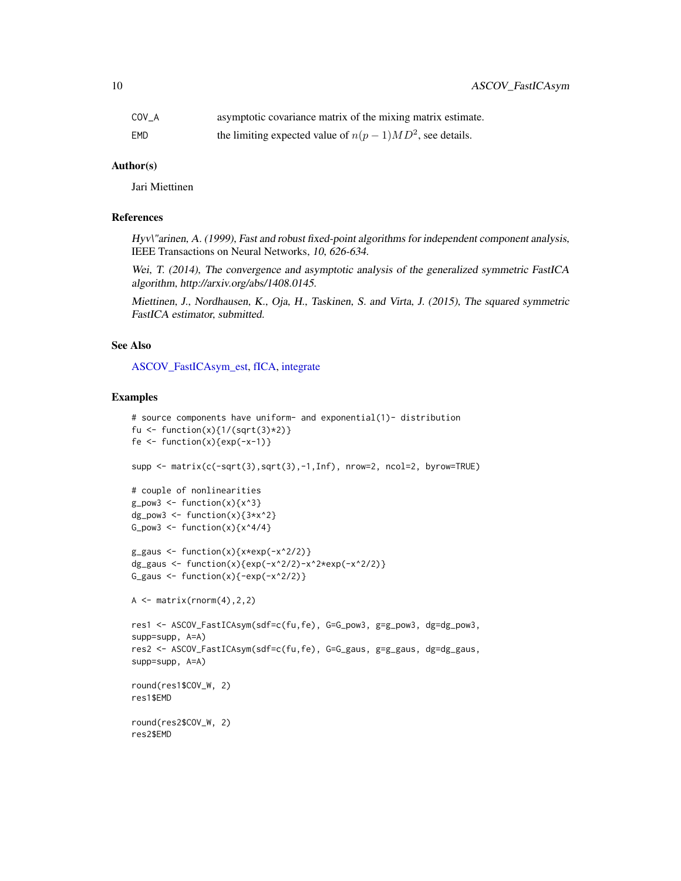| | |
|---|---|
| COV_A | asymptotic covariance matrix of the mixing matrix estimate. |
| EMD | the limiting expected value of $n(p-1)MD^2$, see details. |

## Author(s)

Jari Miettinen

## References

*Hyv\"arinen, A. (1999), Fast and robust fixed-point algorithms for independent component analysis,* IEEE Transactions on Neural Networks, *10, 626-634.*

*Wei, T. (2014), The convergence and asymptotic analysis of the generalized symmetric FastICA algorithm, http://arxiv.org/abs/1408.0145.*

*Miettinen, J., Nordhausen, K., Oja, H., Taskinen, S. and Virta, J. (2015), The squared symmetric FastICA estimator, submitted.*

## See Also

ASCOV_FastICAsym_est, fICA, integrate

## Examples

```
# source components have uniform- and exponential(1)- distribution
fu <- function(x){1/(sqrt(3)*2)}
fe <- function(x){exp(-x-1)}

supp <- matrix(c(-sqrt(3),sqrt(3),-1,Inf), nrow=2, ncol=2, byrow=TRUE)

# couple of nonlinearities
g_pow3 <- function(x){x^3}
dg_pow3 <- function(x){3*x^2}
G_pow3 <- function(x){x^4/4}

g_gaus <- function(x){x*exp(-x^2/2)}
dg_gaus <- function(x){exp(-x^2/2)-x^2*exp(-x^2/2)}
G_gaus <- function(x){-exp(-x^2/2)}

A <- matrix(rnorm(4),2,2)

res1 <- ASCOV_FastICAsym(sdf=c(fu,fe), G=G_pow3, g=g_pow3, dg=dg_pow3,
supp=supp, A=A)
res2 <- ASCOV_FastICAsym(sdf=c(fu,fe), G=G_gaus, g=g_gaus, dg=dg_gaus,
supp=supp, A=A)

round(res1$COV_W, 2)
res1$EMD

round(res2$COV_W, 2)
res2$EMD
```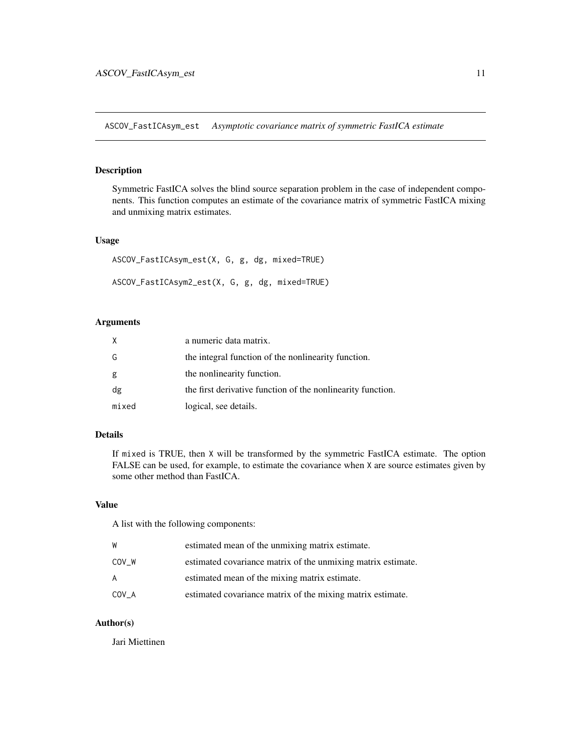## ASCOV_FastICAsym_est    *Asymptotic covariance matrix of symmetric FastICA estimate*

### Description

Symmetric FastICA solves the blind source separation problem in the case of independent components. This function computes an estimate of the covariance matrix of symmetric FastICA mixing and unmixing matrix estimates.

### Usage

```
ASCOV_FastICAsym_est(X, G, g, dg, mixed=TRUE)

ASCOV_FastICAsym2_est(X, G, g, dg, mixed=TRUE)
```

### Arguments

| | |
|---|---|
| X | a numeric data matrix. |
| G | the integral function of the nonlinearity function. |
| g | the nonlinearity function. |
| dg | the first derivative function of the nonlinearity function. |
| mixed | logical, see details. |

### Details

If `mixed` is TRUE, then `X` will be transformed by the symmetric FastICA estimate. The option FALSE can be used, for example, to estimate the covariance when `X` are source estimates given by some other method than FastICA.

### Value

A list with the following components:

| | |
|---|---|
| W | estimated mean of the unmixing matrix estimate. |
| COV_W | estimated covariance matrix of the unmixing matrix estimate. |
| A | estimated mean of the mixing matrix estimate. |
| COV_A | estimated covariance matrix of the mixing matrix estimate. |

### Author(s)

Jari Miettinen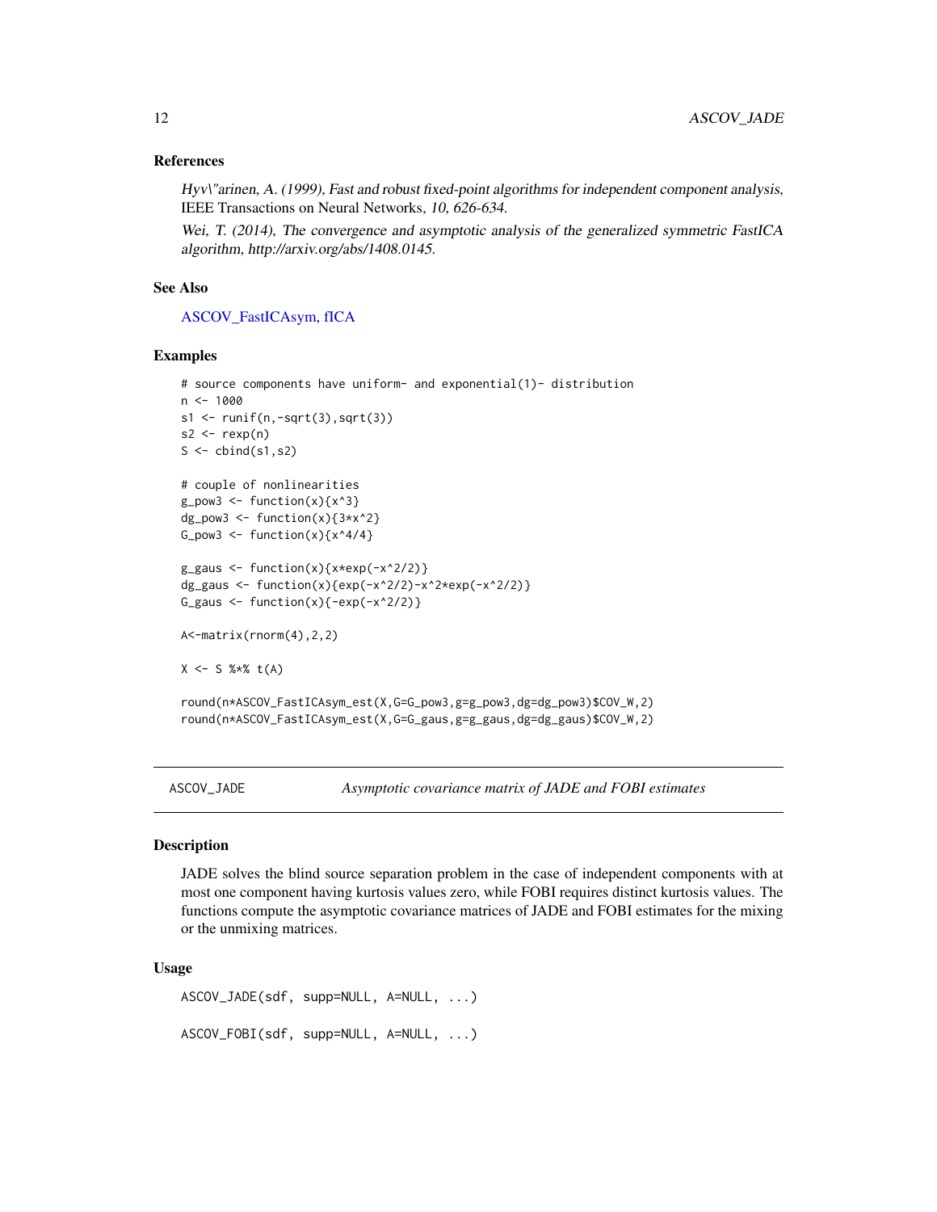### References

*Hyv\"arinen, A. (1999)*, *Fast and robust fixed-point algorithms for independent component analysis*, IEEE Transactions on Neural Networks, *10*, *626-634*.

*Wei, T. (2014)*, *The convergence and asymptotic analysis of the generalized symmetric FastICA algorithm*, *http://arxiv.org/abs/1408.0145*.

### See Also

ASCOV_FastICAsym, fICA

### Examples

```
# source components have uniform- and exponential(1)- distribution
n <- 1000
s1 <- runif(n,-sqrt(3),sqrt(3))
s2 <- rexp(n)
S <- cbind(s1,s2)

# couple of nonlinearities
g_pow3 <- function(x){x^3}
dg_pow3 <- function(x){3*x^2}
G_pow3 <- function(x){x^4/4}

g_gaus <- function(x){x*exp(-x^2/2)}
dg_gaus <- function(x){exp(-x^2/2)-x^2*exp(-x^2/2)}
G_gaus <- function(x){-exp(-x^2/2)}

A<-matrix(rnorm(4),2,2)

X <- S %*% t(A)

round(n*ASCOV_FastICAsym_est(X,G=G_pow3,g=g_pow3,dg=dg_pow3)$COV_W,2)
round(n*ASCOV_FastICAsym_est(X,G=G_gaus,g=g_gaus,dg=dg_gaus)$COV_W,2)
```

---

## ASCOV_JADE — *Asymptotic covariance matrix of JADE and FOBI estimates*

### Description

JADE solves the blind source separation problem in the case of independent components with at most one component having kurtosis values zero, while FOBI requires distinct kurtosis values. The functions compute the asymptotic covariance matrices of JADE and FOBI estimates for the mixing or the unmixing matrices.

### Usage

```
ASCOV_JADE(sdf, supp=NULL, A=NULL, ...)

ASCOV_FOBI(sdf, supp=NULL, A=NULL, ...)
```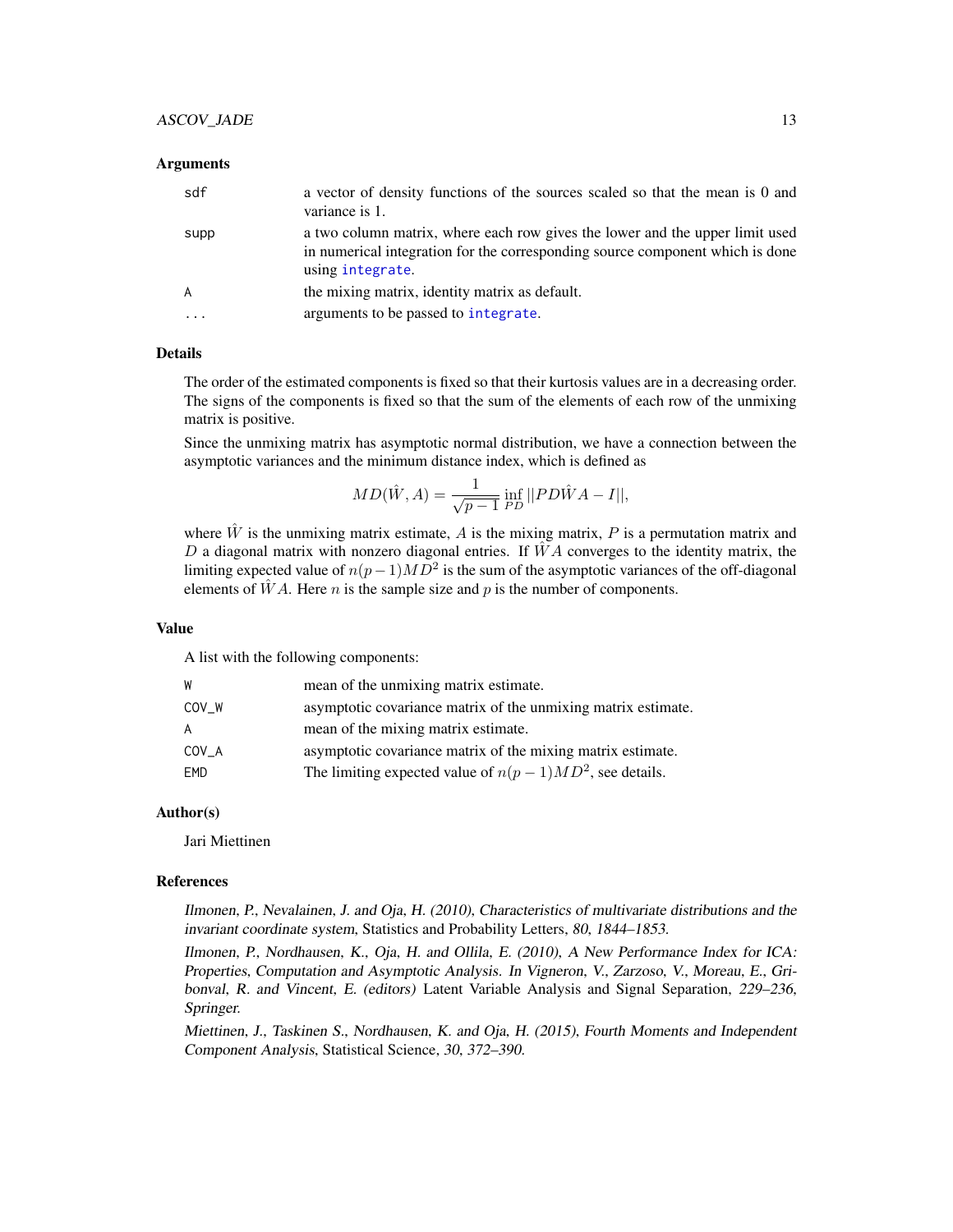### Arguments

| | |
|---|---|
| sdf | a vector of density functions of the sources scaled so that the mean is 0 and variance is 1. |
| supp | a two column matrix, where each row gives the lower and the upper limit used in numerical integration for the corresponding source component which is done using integrate. |
| A | the mixing matrix, identity matrix as default. |
| ... | arguments to be passed to integrate. |

### Details

The order of the estimated components is fixed so that their kurtosis values are in a decreasing order. The signs of the components is fixed so that the sum of the elements of each row of the unmixing matrix is positive.

Since the unmixing matrix has asymptotic normal distribution, we have a connection between the asymptotic variances and the minimum distance index, which is defined as

$$MD(\hat{W}, A) = \frac{1}{\sqrt{p-1}} \inf_{PD} ||PD\hat{W}A - I||,$$

where $\hat{W}$ is the unmixing matrix estimate, $A$ is the mixing matrix, $P$ is a permutation matrix and $D$ a diagonal matrix with nonzero diagonal entries. If $\hat{W}A$ converges to the identity matrix, the limiting expected value of $n(p-1)MD^2$ is the sum of the asymptotic variances of the off-diagonal elements of $\hat{W}A$. Here $n$ is the sample size and $p$ is the number of components.

### Value

A list with the following components:

| | |
|---|---|
| W | mean of the unmixing matrix estimate. |
| COV_W | asymptotic covariance matrix of the unmixing matrix estimate. |
| A | mean of the mixing matrix estimate. |
| COV_A | asymptotic covariance matrix of the mixing matrix estimate. |
| EMD | The limiting expected value of $n(p-1)MD^2$, see details. |

### Author(s)

Jari Miettinen

### References

*Ilmonen, P., Nevalainen, J. and Oja, H. (2010), Characteristics of multivariate distributions and the invariant coordinate system,* Statistics and Probability Letters*, 80, 1844–1853.*

*Ilmonen, P., Nordhausen, K., Oja, H. and Ollila, E. (2010), A New Performance Index for ICA: Properties, Computation and Asymptotic Analysis. In Vigneron, V., Zarzoso, V., Moreau, E., Gribonval, R. and Vincent, E. (editors)* Latent Variable Analysis and Signal Separation*, 229–236, Springer.*

*Miettinen, J., Taskinen S., Nordhausen, K. and Oja, H. (2015), Fourth Moments and Independent Component Analysis,* Statistical Science*, 30, 372–390.*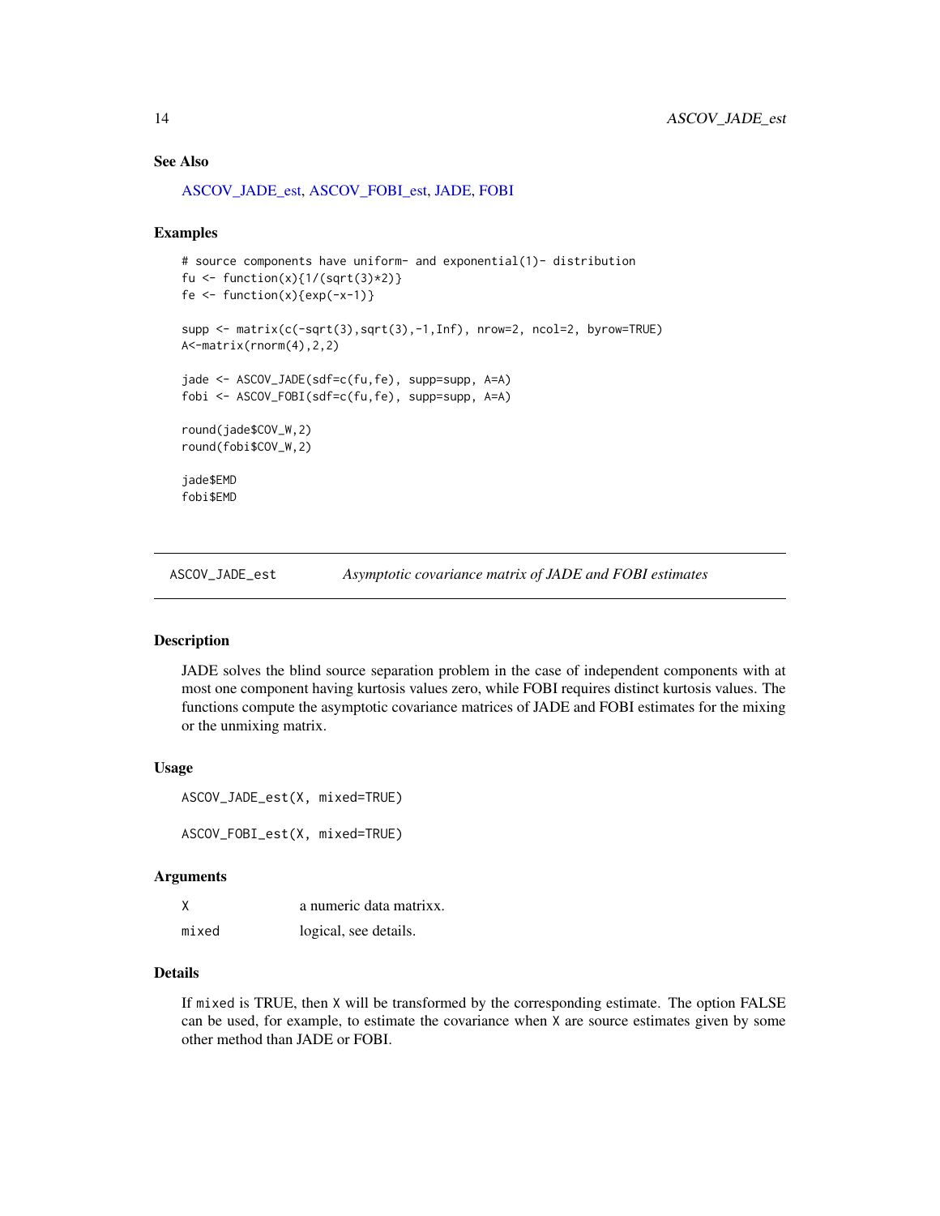### See Also

ASCOV_JADE_est, ASCOV_FOBI_est, JADE, FOBI

### Examples

```
# source components have uniform- and exponential(1)- distribution
fu <- function(x){1/(sqrt(3)*2)}
fe <- function(x){exp(-x-1)}

supp <- matrix(c(-sqrt(3),sqrt(3),-1,Inf), nrow=2, ncol=2, byrow=TRUE)
A<-matrix(rnorm(4),2,2)

jade <- ASCOV_JADE(sdf=c(fu,fe), supp=supp, A=A)
fobi <- ASCOV_FOBI(sdf=c(fu,fe), supp=supp, A=A)

round(jade$COV_W,2)
round(fobi$COV_W,2)

jade$EMD
fobi$EMD
```

---

## ASCOV_JADE_est — *Asymptotic covariance matrix of JADE and FOBI estimates*

### Description

JADE solves the blind source separation problem in the case of independent components with at most one component having kurtosis values zero, while FOBI requires distinct kurtosis values. The functions compute the asymptotic covariance matrices of JADE and FOBI estimates for the mixing or the unmixing matrix.

### Usage

```
ASCOV_JADE_est(X, mixed=TRUE)

ASCOV_FOBI_est(X, mixed=TRUE)
```

### Arguments

| | |
|---|---|
| `X` | a numeric data matrixx. |
| `mixed` | logical, see details. |

### Details

If `mixed` is TRUE, then `X` will be transformed by the corresponding estimate. The option FALSE can be used, for example, to estimate the covariance when `X` are source estimates given by some other method than JADE or FOBI.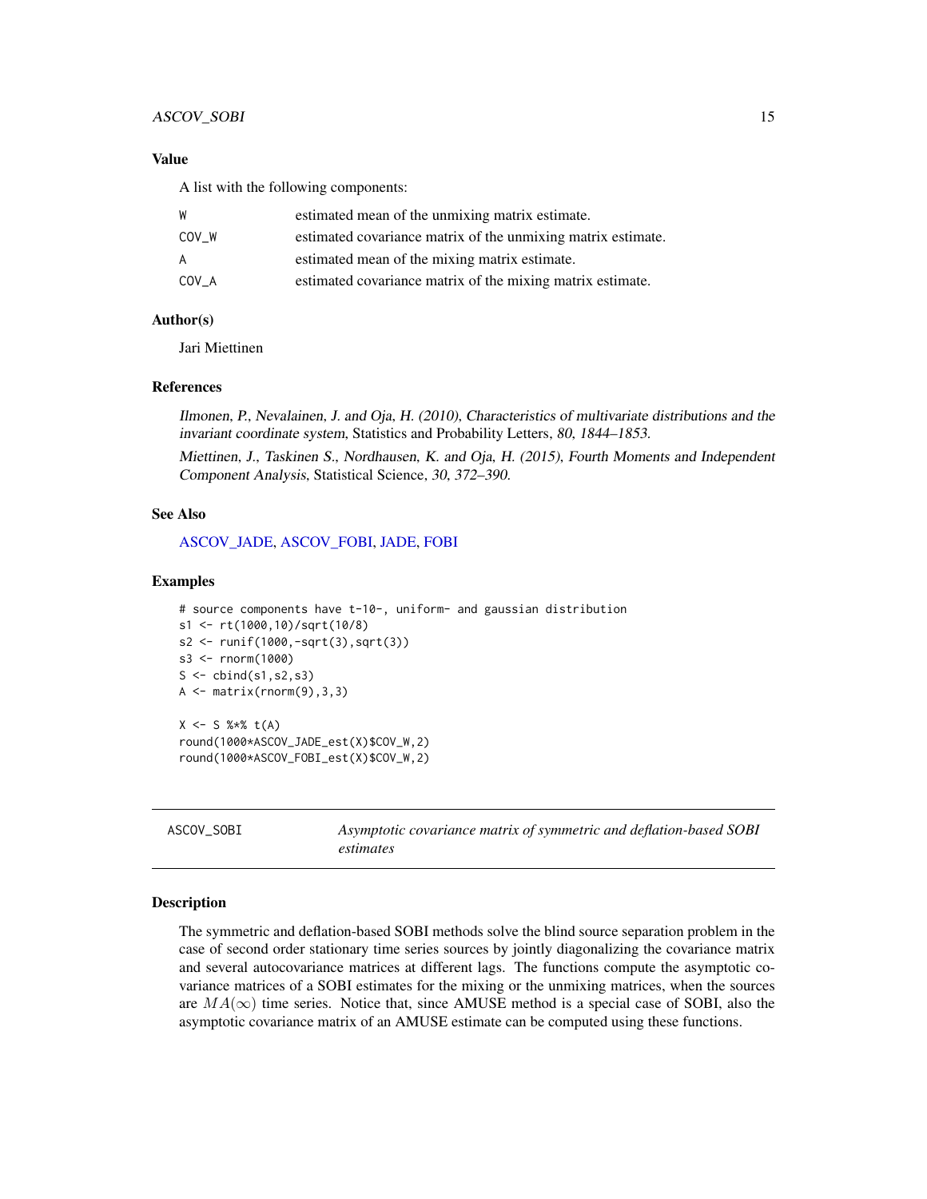### Value

A list with the following components:

| | |
|---|---|
| W | estimated mean of the unmixing matrix estimate. |
| COV_W | estimated covariance matrix of the unmixing matrix estimate. |
| A | estimated mean of the mixing matrix estimate. |
| COV_A | estimated covariance matrix of the mixing matrix estimate. |

### Author(s)

Jari Miettinen

### References

*Ilmonen, P., Nevalainen, J. and Oja, H. (2010), Characteristics of multivariate distributions and the invariant coordinate system,* Statistics and Probability Letters, *80, 1844–1853.*

*Miettinen, J., Taskinen S., Nordhausen, K. and Oja, H. (2015), Fourth Moments and Independent Component Analysis,* Statistical Science, *30, 372–390.*

### See Also

ASCOV_JADE, ASCOV_FOBI, JADE, FOBI

### Examples

```
# source components have t-10-, uniform- and gaussian distribution
s1 <- rt(1000,10)/sqrt(10/8)
s2 <- runif(1000,-sqrt(3),sqrt(3))
s3 <- rnorm(1000)
S <- cbind(s1,s2,s3)
A <- matrix(rnorm(9),3,3)

X <- S %*% t(A)
round(1000*ASCOV_JADE_est(X)$COV_W,2)
round(1000*ASCOV_FOBI_est(X)$COV_W,2)
```

---

## ASCOV_SOBI — *Asymptotic covariance matrix of symmetric and deflation-based SOBI estimates*

### Description

The symmetric and deflation-based SOBI methods solve the blind source separation problem in the case of second order stationary time series sources by jointly diagonalizing the covariance matrix and several autocovariance matrices at different lags. The functions compute the asymptotic covariance matrices of a SOBI estimates for the mixing or the unmixing matrices, when the sources are $MA(\infty)$ time series. Notice that, since AMUSE method is a special case of SOBI, also the asymptotic covariance matrix of an AMUSE estimate can be computed using these functions.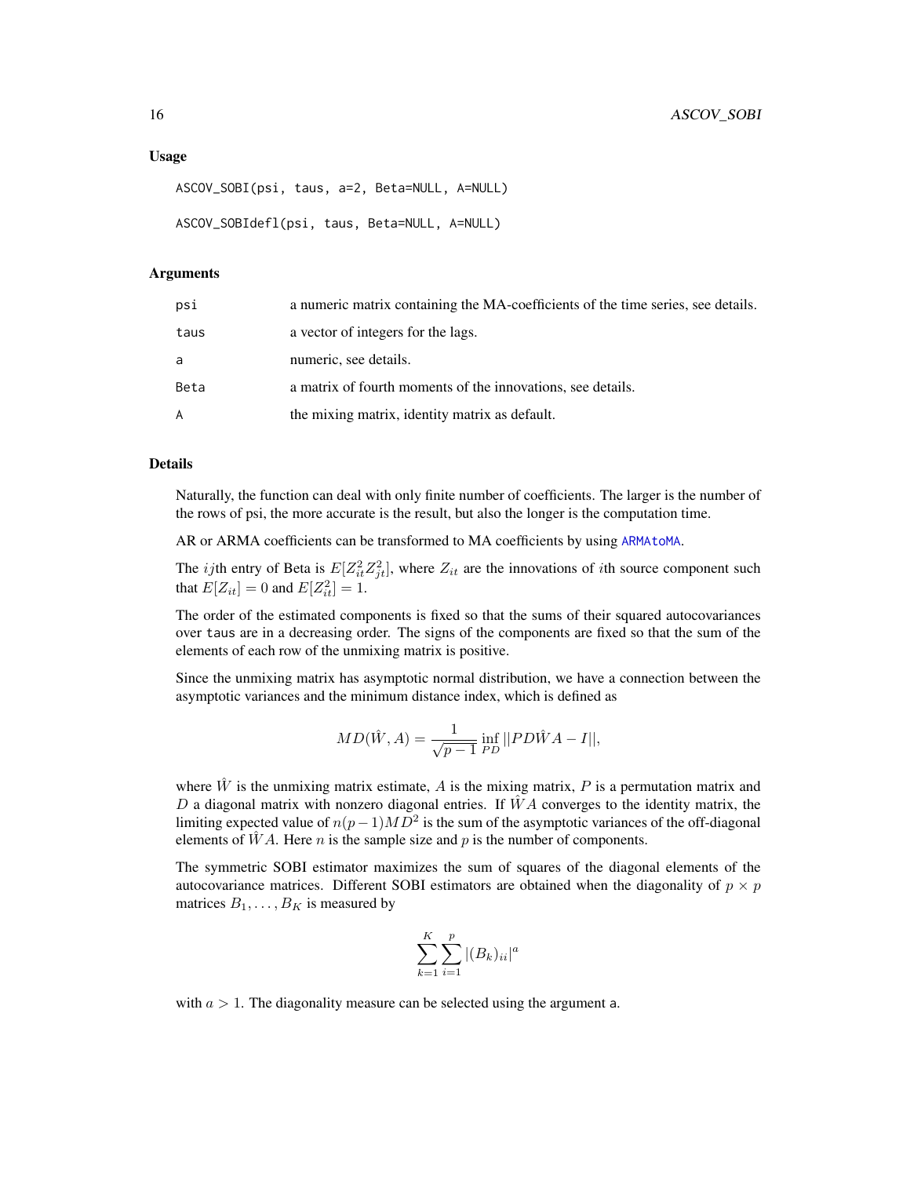### Usage

```
ASCOV_SOBI(psi, taus, a=2, Beta=NULL, A=NULL)

ASCOV_SOBIdefl(psi, taus, Beta=NULL, A=NULL)
```

### Arguments

| | |
|---|---|
| psi | a numeric matrix containing the MA-coefficients of the time series, see details. |
| taus | a vector of integers for the lags. |
| a | numeric, see details. |
| Beta | a matrix of fourth moments of the innovations, see details. |
| A | the mixing matrix, identity matrix as default. |

### Details

Naturally, the function can deal with only finite number of coefficients. The larger is the number of the rows of psi, the more accurate is the result, but also the longer is the computation time.

AR or ARMA coefficients can be transformed to MA coefficients by using ARMAtoMA.

The $ij$th entry of Beta is $E[Z_{it}^2 Z_{jt}^2]$, where $Z_{it}$ are the innovations of $i$th source component such that $E[Z_{it}] = 0$ and $E[Z_{it}^2] = 1$.

The order of the estimated components is fixed so that the sums of their squared autocovariances over taus are in a decreasing order. The signs of the components are fixed so that the sum of the elements of each row of the unmixing matrix is positive.

Since the unmixing matrix has asymptotic normal distribution, we have a connection between the asymptotic variances and the minimum distance index, which is defined as

$$MD(\hat{W}, A) = \frac{1}{\sqrt{p-1}} \inf_{PD} ||PD\hat{W}A - I||,$$

where $\hat{W}$ is the unmixing matrix estimate, $A$ is the mixing matrix, $P$ is a permutation matrix and $D$ a diagonal matrix with nonzero diagonal entries. If $\hat{W}A$ converges to the identity matrix, the limiting expected value of $n(p-1)MD^2$ is the sum of the asymptotic variances of the off-diagonal elements of $\hat{W}A$. Here $n$ is the sample size and $p$ is the number of components.

The symmetric SOBI estimator maximizes the sum of squares of the diagonal elements of the autocovariance matrices. Different SOBI estimators are obtained when the diagonality of $p \times p$ matrices $B_1, \ldots, B_K$ is measured by

$$\sum_{k=1}^{K} \sum_{i=1}^{p} |(B_k)_{ii}|^a$$

with $a > 1$. The diagonality measure can be selected using the argument a.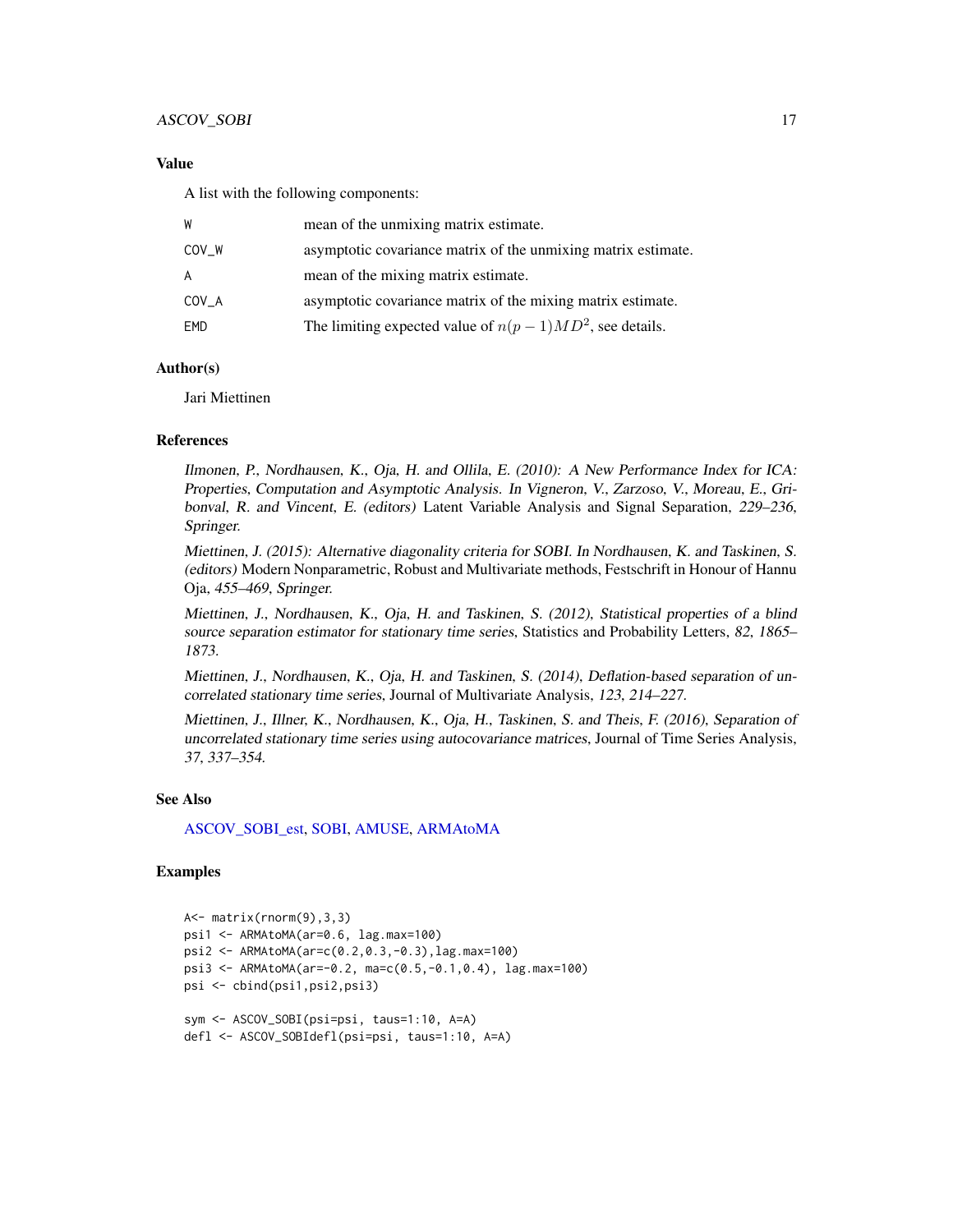## Value

A list with the following components:

| | |
|---|---|
| W | mean of the unmixing matrix estimate. |
| COV_W | asymptotic covariance matrix of the unmixing matrix estimate. |
| A | mean of the mixing matrix estimate. |
| COV_A | asymptotic covariance matrix of the mixing matrix estimate. |
| EMD | The limiting expected value of $n(p-1)MD^2$, see details. |

## Author(s)

Jari Miettinen

## References

*Ilmonen, P., Nordhausen, K., Oja, H. and Ollila, E. (2010): A New Performance Index for ICA: Properties, Computation and Asymptotic Analysis. In Vigneron, V., Zarzoso, V., Moreau, E., Gribonval, R. and Vincent, E. (editors)* Latent Variable Analysis and Signal Separation, *229–236, Springer.*

*Miettinen, J. (2015): Alternative diagonality criteria for SOBI. In Nordhausen, K. and Taskinen, S. (editors)* Modern Nonparametric, Robust and Multivariate methods, Festschrift in Honour of Hannu Oja, *455–469, Springer.*

*Miettinen, J., Nordhausen, K., Oja, H. and Taskinen, S. (2012), Statistical properties of a blind source separation estimator for stationary time series,* Statistics and Probability Letters, *82, 1865–1873.*

*Miettinen, J., Nordhausen, K., Oja, H. and Taskinen, S. (2014), Deflation-based separation of uncorrelated stationary time series,* Journal of Multivariate Analysis, *123, 214–227.*

*Miettinen, J., Illner, K., Nordhausen, K., Oja, H., Taskinen, S. and Theis, F. (2016), Separation of uncorrelated stationary time series using autocovariance matrices,* Journal of Time Series Analysis, *37, 337–354.*

## See Also

ASCOV_SOBI_est, SOBI, AMUSE, ARMAtoMA

## Examples

```
A<- matrix(rnorm(9),3,3)
psi1 <- ARMAtoMA(ar=0.6, lag.max=100)
psi2 <- ARMAtoMA(ar=c(0.2,0.3,-0.3),lag.max=100)
psi3 <- ARMAtoMA(ar=-0.2, ma=c(0.5,-0.1,0.4), lag.max=100)
psi <- cbind(psi1,psi2,psi3)

sym <- ASCOV_SOBI(psi=psi, taus=1:10, A=A)
defl <- ASCOV_SOBIdefl(psi=psi, taus=1:10, A=A)
```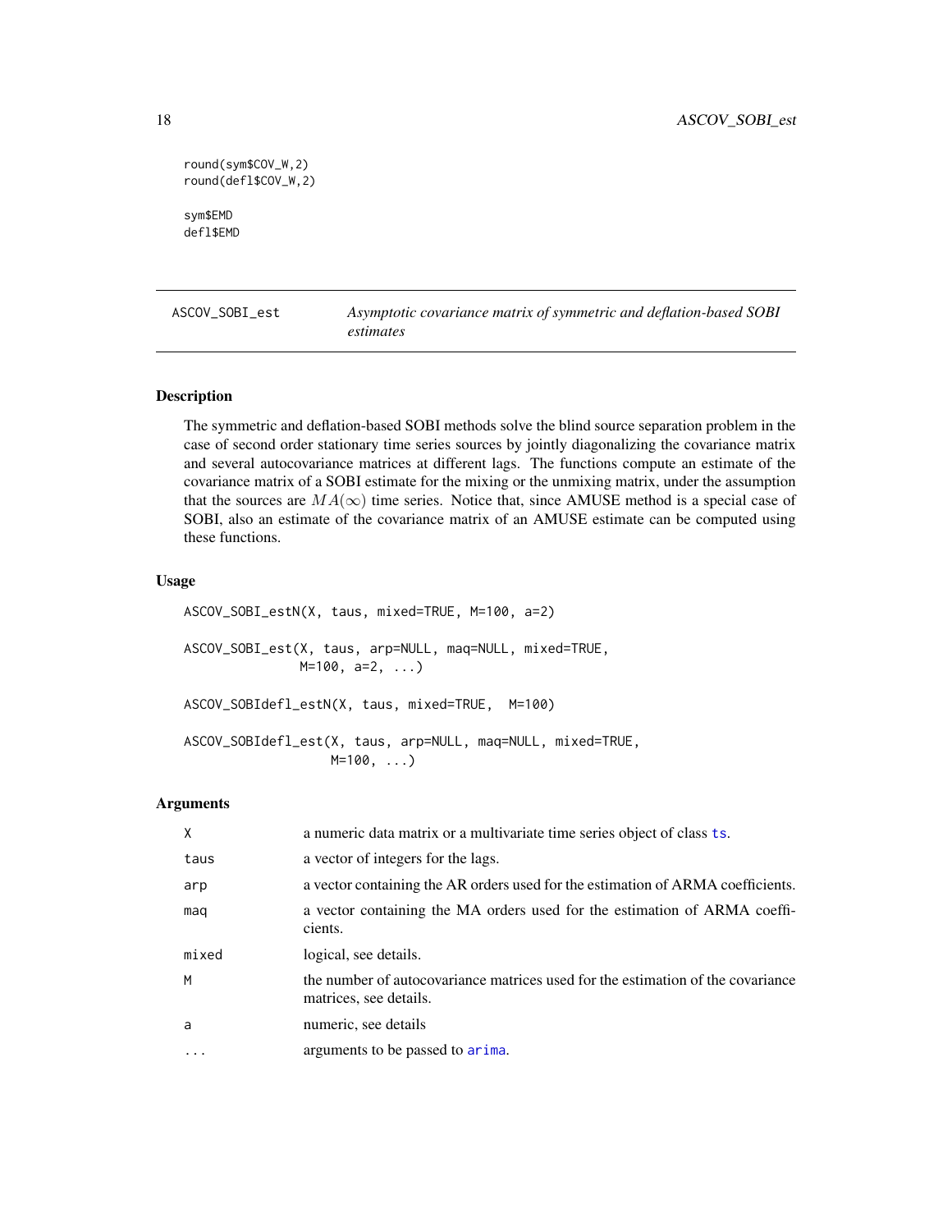```
round(sym$COV_W,2)
round(defl$COV_W,2)

sym$EMD
defl$EMD
```

---

## ASCOV_SOBI_est — *Asymptotic covariance matrix of symmetric and deflation-based SOBI estimates*

---

### Description

The symmetric and deflation-based SOBI methods solve the blind source separation problem in the case of second order stationary time series sources by jointly diagonalizing the covariance matrix and several autocovariance matrices at different lags. The functions compute an estimate of the covariance matrix of a SOBI estimate for the mixing or the unmixing matrix, under the assumption that the sources are $MA(\infty)$ time series. Notice that, since AMUSE method is a special case of SOBI, also an estimate of the covariance matrix of an AMUSE estimate can be computed using these functions.

### Usage

```
ASCOV_SOBI_estN(X, taus, mixed=TRUE, M=100, a=2)

ASCOV_SOBI_est(X, taus, arp=NULL, maq=NULL, mixed=TRUE,
               M=100, a=2, ...)

ASCOV_SOBIdefl_estN(X, taus, mixed=TRUE,  M=100)

ASCOV_SOBIdefl_est(X, taus, arp=NULL, maq=NULL, mixed=TRUE,
                   M=100, ...)
```

### Arguments

| | |
|---|---|
| X | a numeric data matrix or a multivariate time series object of class ts. |
| taus | a vector of integers for the lags. |
| arp | a vector containing the AR orders used for the estimation of ARMA coefficients. |
| maq | a vector containing the MA orders used for the estimation of ARMA coefficients. |
| mixed | logical, see details. |
| M | the number of autocovariance matrices used for the estimation of the covariance matrices, see details. |
| a | numeric, see details |
| ... | arguments to be passed to arima. |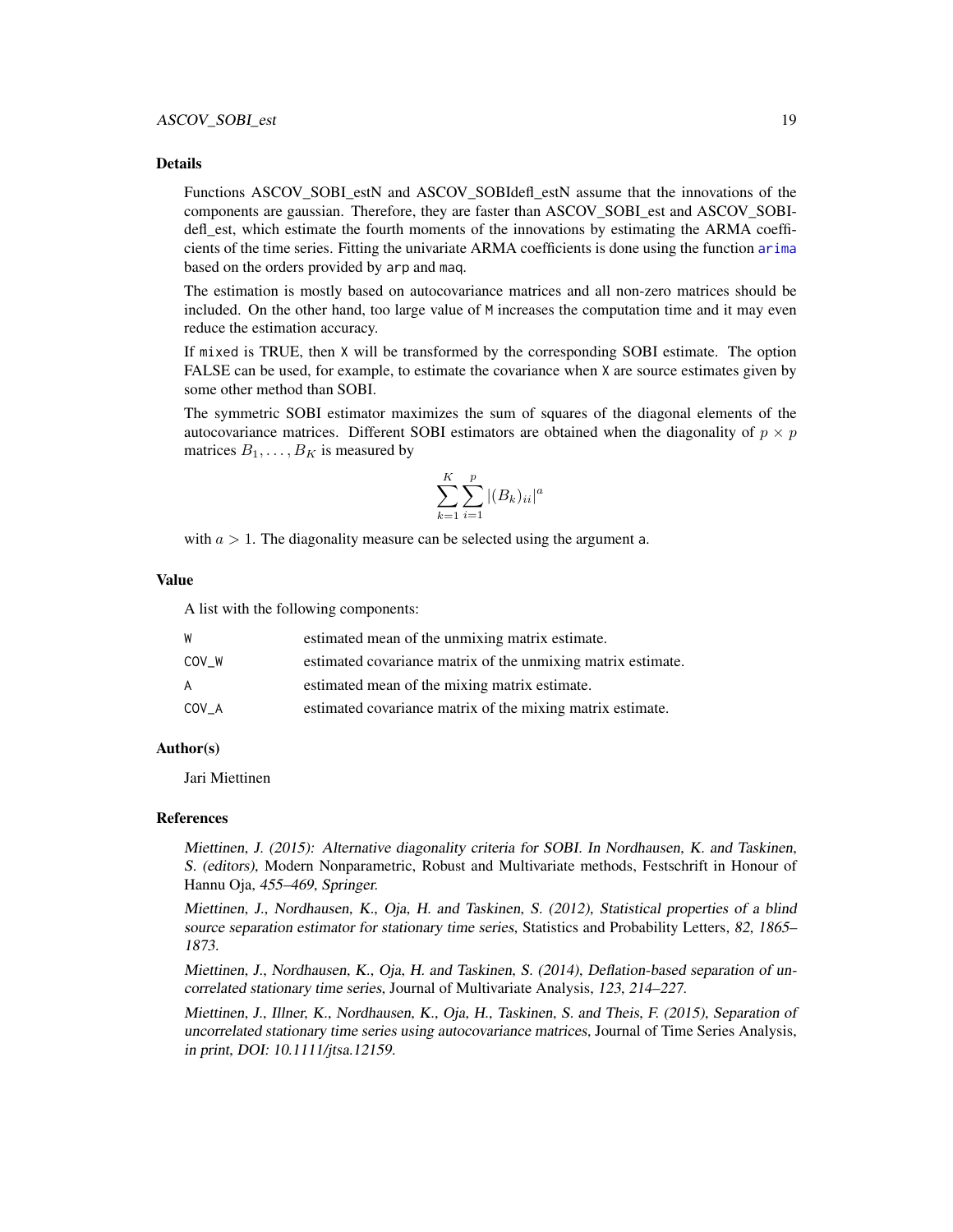### Details

Functions ASCOV_SOBI_estN and ASCOV_SOBIdefl_estN assume that the innovations of the components are gaussian. Therefore, they are faster than ASCOV_SOBI_est and ASCOV_SOBI-defl_est, which estimate the fourth moments of the innovations by estimating the ARMA coefficients of the time series. Fitting the univariate ARMA coefficients is done using the function `arima` based on the orders provided by `arp` and `maq`.

The estimation is mostly based on autocovariance matrices and all non-zero matrices should be included. On the other hand, too large value of `M` increases the computation time and it may even reduce the estimation accuracy.

If `mixed` is TRUE, then `X` will be transformed by the corresponding SOBI estimate. The option FALSE can be used, for example, to estimate the covariance when `X` are source estimates given by some other method than SOBI.

The symmetric SOBI estimator maximizes the sum of squares of the diagonal elements of the autocovariance matrices. Different SOBI estimators are obtained when the diagonality of $p \times p$ matrices $B_1, \ldots, B_K$ is measured by

$$\sum_{k=1}^{K} \sum_{i=1}^{p} |(B_k)_{ii}|^a$$

with $a > 1$. The diagonality measure can be selected using the argument `a`.

### Value

A list with the following components:

| | |
|---|---|
| `W` | estimated mean of the unmixing matrix estimate. |
| `COV_W` | estimated covariance matrix of the unmixing matrix estimate. |
| `A` | estimated mean of the mixing matrix estimate. |
| `COV_A` | estimated covariance matrix of the mixing matrix estimate. |

### Author(s)

Jari Miettinen

### References

*Miettinen, J. (2015): Alternative diagonality criteria for SOBI. In Nordhausen, K. and Taskinen, S. (editors)*, Modern Nonparametric, Robust and Multivariate methods, Festschrift in Honour of Hannu Oja, *455–469, Springer.*

*Miettinen, J., Nordhausen, K., Oja, H. and Taskinen, S. (2012), Statistical properties of a blind source separation estimator for stationary time series*, Statistics and Probability Letters, *82, 1865–1873.*

*Miettinen, J., Nordhausen, K., Oja, H. and Taskinen, S. (2014), Deflation-based separation of uncorrelated stationary time series*, Journal of Multivariate Analysis, *123, 214–227.*

*Miettinen, J., Illner, K., Nordhausen, K., Oja, H., Taskinen, S. and Theis, F. (2015), Separation of uncorrelated stationary time series using autocovariance matrices*, Journal of Time Series Analysis, *in print, DOI: 10.1111/jtsa.12159.*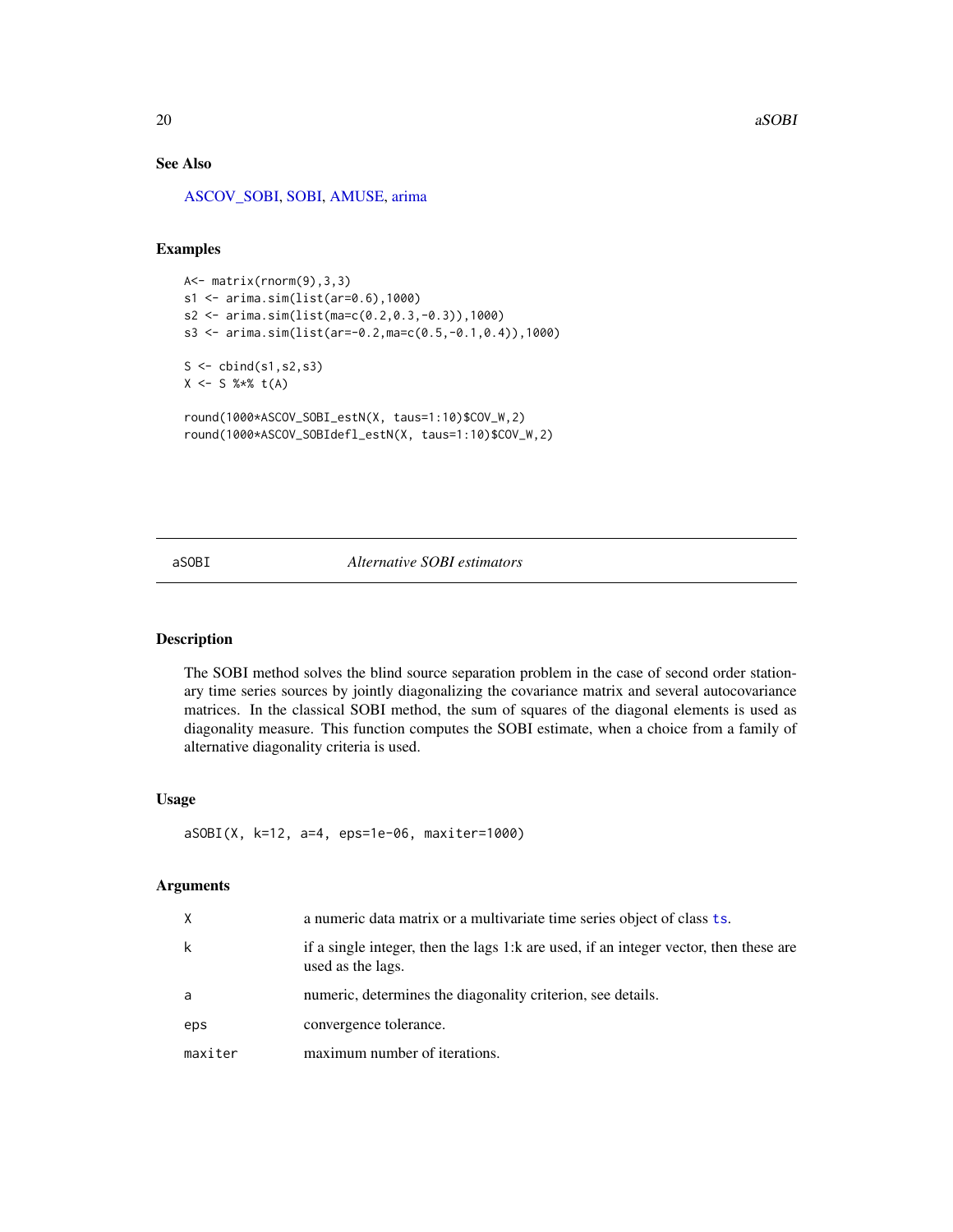### See Also

ASCOV_SOBI, SOBI, AMUSE, arima

### Examples

```
A<- matrix(rnorm(9),3,3)
s1 <- arima.sim(list(ar=0.6),1000)
s2 <- arima.sim(list(ma=c(0.2,0.3,-0.3)),1000)
s3 <- arima.sim(list(ar=-0.2,ma=c(0.5,-0.1,0.4)),1000)

S <- cbind(s1,s2,s3)
X <- S %*% t(A)

round(1000*ASCOV_SOBI_estN(X, taus=1:10)$COV_W,2)
round(1000*ASCOV_SOBIdefl_estN(X, taus=1:10)$COV_W,2)
```

---

## aSOBI *Alternative SOBI estimators*

### Description

The SOBI method solves the blind source separation problem in the case of second order stationary time series sources by jointly diagonalizing the covariance matrix and several autocovariance matrices. In the classical SOBI method, the sum of squares of the diagonal elements is used as diagonality measure. This function computes the SOBI estimate, when a choice from a family of alternative diagonality criteria is used.

### Usage

```
aSOBI(X, k=12, a=4, eps=1e-06, maxiter=1000)
```

### Arguments

| | |
|---|---|
| X | a numeric data matrix or a multivariate time series object of class ts. |
| k | if a single integer, then the lags 1:k are used, if an integer vector, then these are used as the lags. |
| a | numeric, determines the diagonality criterion, see details. |
| eps | convergence tolerance. |
| maxiter | maximum number of iterations. |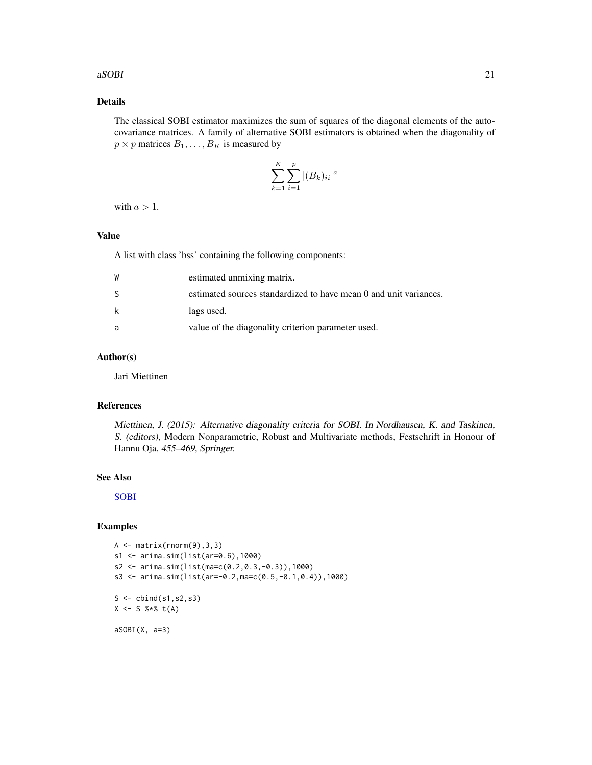## Details

The classical SOBI estimator maximizes the sum of squares of the diagonal elements of the autocovariance matrices. A family of alternative SOBI estimators is obtained when the diagonality of $p \times p$ matrices $B_1, \ldots, B_K$ is measured by

$$\sum_{k=1}^{K} \sum_{i=1}^{p} |(B_k)_{ii}|^a$$

with $a > 1$.

## Value

A list with class 'bss' containing the following components:

| | |
|---|---|
| W | estimated unmixing matrix. |
| S | estimated sources standardized to have mean 0 and unit variances. |
| k | lags used. |
| a | value of the diagonality criterion parameter used. |

## Author(s)

Jari Miettinen

## References

*Miettinen, J. (2015): Alternative diagonality criteria for SOBI. In Nordhausen, K. and Taskinen, S. (editors),* Modern Nonparametric, Robust and Multivariate methods, Festschrift in Honour of Hannu Oja, *455–469, Springer.*

## See Also

SOBI

## Examples

```
A <- matrix(rnorm(9),3,3)
s1 <- arima.sim(list(ar=0.6),1000)
s2 <- arima.sim(list(ma=c(0.2,0.3,-0.3)),1000)
s3 <- arima.sim(list(ar=-0.2,ma=c(0.5,-0.1,0.4)),1000)

S <- cbind(s1,s2,s3)
X <- S %*% t(A)

aSOBI(X, a=3)
```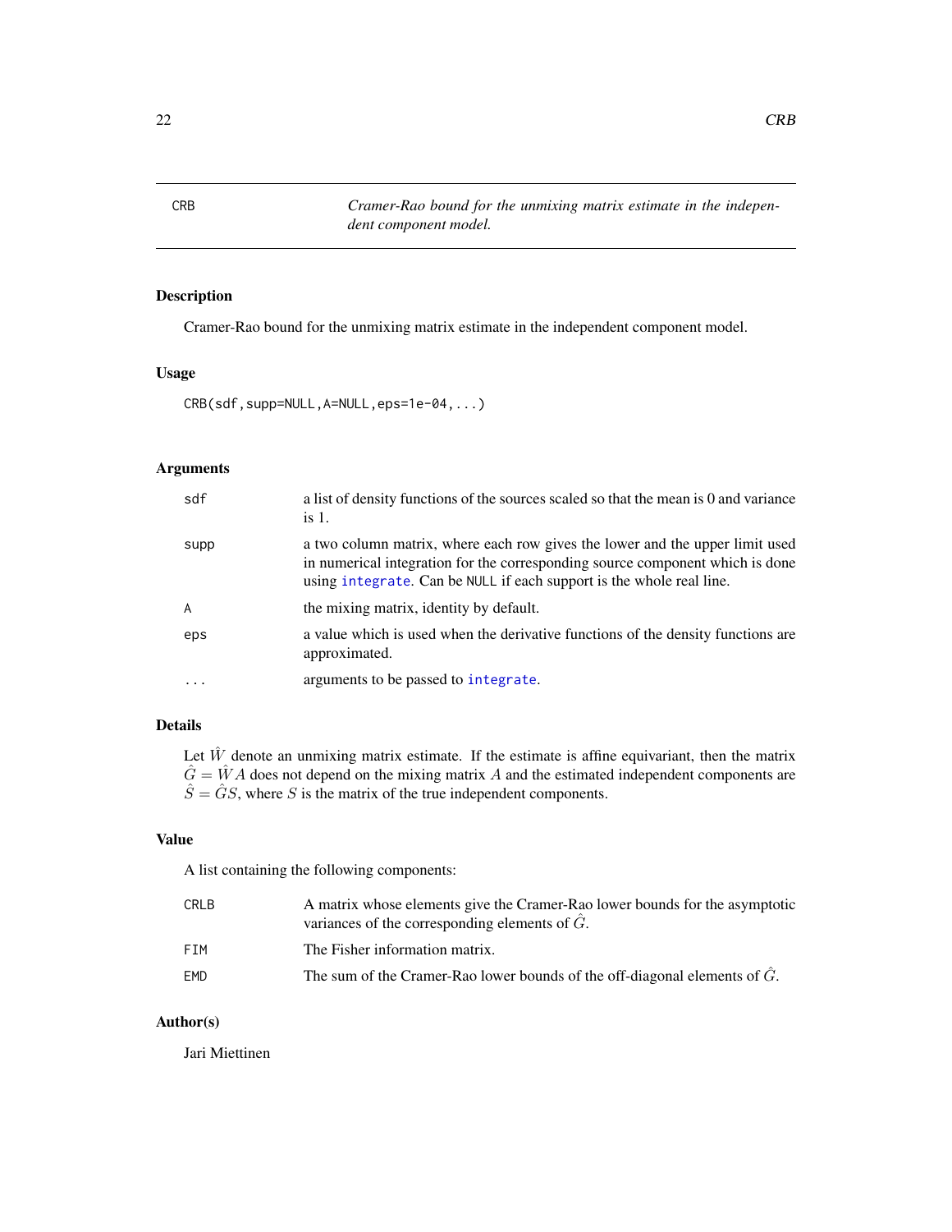CRB — *Cramer-Rao bound for the unmixing matrix estimate in the independent component model.*

## Description

Cramer-Rao bound for the unmixing matrix estimate in the independent component model.

## Usage

```
CRB(sdf,supp=NULL,A=NULL,eps=1e-04,...)
```

## Arguments

| | |
|---|---|
| sdf | a list of density functions of the sources scaled so that the mean is 0 and variance is 1. |
| supp | a two column matrix, where each row gives the lower and the upper limit used in numerical integration for the corresponding source component which is done using integrate. Can be NULL if each support is the whole real line. |
| A | the mixing matrix, identity by default. |
| eps | a value which is used when the derivative functions of the density functions are approximated. |
| ... | arguments to be passed to integrate. |

## Details

Let $\hat{W}$ denote an unmixing matrix estimate. If the estimate is affine equivariant, then the matrix $\hat{G} = \hat{W}A$ does not depend on the mixing matrix $A$ and the estimated independent components are $\hat{S} = \hat{G}S$, where $S$ is the matrix of the true independent components.

## Value

A list containing the following components:

| | |
|---|---|
| CRLB | A matrix whose elements give the Cramer-Rao lower bounds for the asymptotic variances of the corresponding elements of $\hat{G}$. |
| FIM | The Fisher information matrix. |
| EMD | The sum of the Cramer-Rao lower bounds of the off-diagonal elements of $\hat{G}$. |

## Author(s)

Jari Miettinen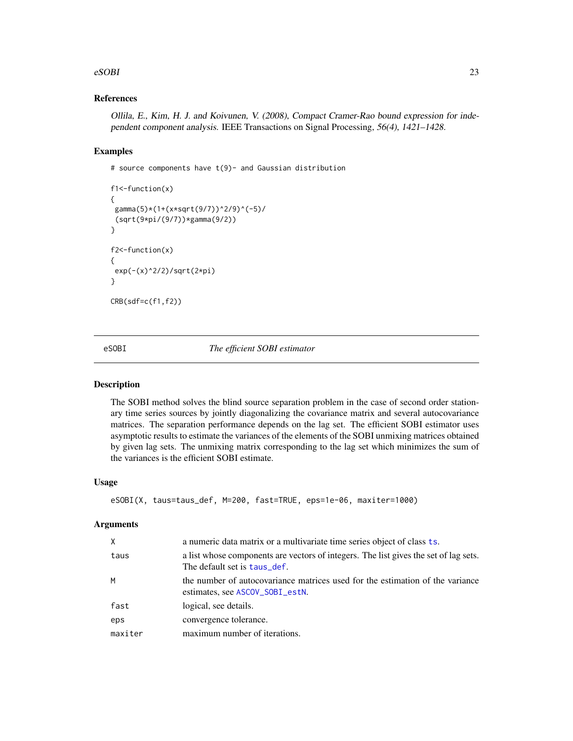### References

*Ollila, E., Kim, H. J. and Koivunen, V. (2008), Compact Cramer-Rao bound expression for independent component analysis.* IEEE Transactions on Signal Processing, *56(4), 1421–1428.*

### Examples

```
# source components have t(9)- and Gaussian distribution

f1<-function(x)
{
 gamma(5)*(1+(x*sqrt(9/7))^2/9)^(-5)/
 (sqrt(9*pi/(9/7))*gamma(9/2))
}

f2<-function(x)
{
 exp(-(x)^2/2)/sqrt(2*pi)
}

CRB(sdf=c(f1,f2))
```

## eSOBI *The efficient SOBI estimator*

### Description

The SOBI method solves the blind source separation problem in the case of second order stationary time series sources by jointly diagonalizing the covariance matrix and several autocovariance matrices. The separation performance depends on the lag set. The efficient SOBI estimator uses asymptotic results to estimate the variances of the elements of the SOBI unmixing matrices obtained by given lag sets. The unmixing matrix corresponding to the lag set which minimizes the sum of the variances is the efficient SOBI estimate.

### Usage

```
eSOBI(X, taus=taus_def, M=200, fast=TRUE, eps=1e-06, maxiter=1000)
```

### Arguments

| | |
|---|---|
| X | a numeric data matrix or a multivariate time series object of class ts. |
| taus | a list whose components are vectors of integers. The list gives the set of lag sets. The default set is taus_def. |
| M | the number of autocovariance matrices used for the estimation of the variance estimates, see ASCOV_SOBI_estN. |
| fast | logical, see details. |
| eps | convergence tolerance. |
| maxiter | maximum number of iterations. |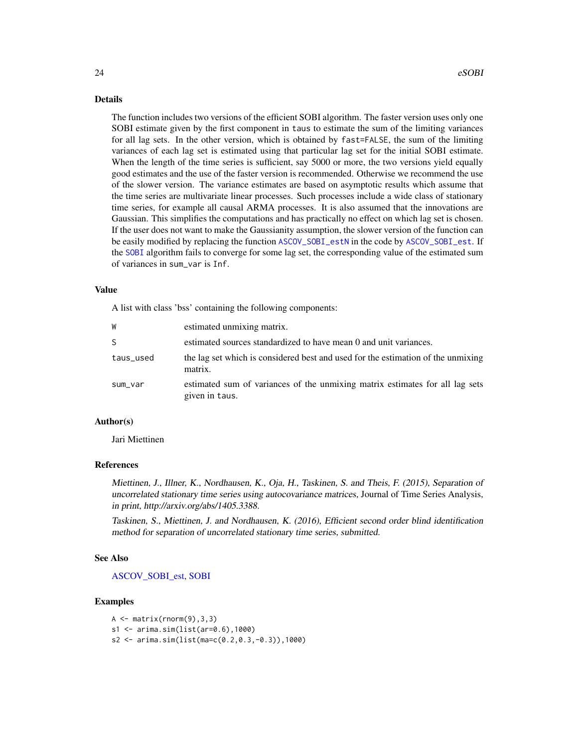### Details

The function includes two versions of the efficient SOBI algorithm. The faster version uses only one SOBI estimate given by the first component in `taus` to estimate the sum of the limiting variances for all lag sets. In the other version, which is obtained by `fast=FALSE`, the sum of the limiting variances of each lag set is estimated using that particular lag set for the initial SOBI estimate. When the length of the time series is sufficient, say 5000 or more, the two versions yield equally good estimates and the use of the faster version is recommended. Otherwise we recommend the use of the slower version. The variance estimates are based on asymptotic results which assume that the time series are multivariate linear processes. Such processes include a wide class of stationary time series, for example all causal ARMA processes. It is also assumed that the innovations are Gaussian. This simplifies the computations and has practically no effect on which lag set is chosen. If the user does not want to make the Gaussianity assumption, the slower version of the function can be easily modified by replacing the function `ASCOV_SOBI_estN` in the code by `ASCOV_SOBI_est`. If the `SOBI` algorithm fails to converge for some lag set, the corresponding value of the estimated sum of variances in `sum_var` is `Inf`.

### Value

A list with class 'bss' containing the following components:

| | |
|---|---|
| `W` | estimated unmixing matrix. |
| `S` | estimated sources standardized to have mean 0 and unit variances. |
| `taus_used` | the lag set which is considered best and used for the estimation of the unmixing matrix. |
| `sum_var` | estimated sum of variances of the unmixing matrix estimates for all lag sets given in `taus`. |

### Author(s)

Jari Miettinen

### References

*Miettinen, J., Illner, K., Nordhausen, K., Oja, H., Taskinen, S. and Theis, F. (2015), Separation of uncorrelated stationary time series using autocovariance matrices,* Journal of Time Series Analysis, *in print, http://arxiv.org/abs/1405.3388.*

*Taskinen, S., Miettinen, J. and Nordhausen, K. (2016), Efficient second order blind identification method for separation of uncorrelated stationary time series, submitted.*

### See Also

ASCOV_SOBI_est, SOBI

### Examples

```
A <- matrix(rnorm(9),3,3)
s1 <- arima.sim(list(ar=0.6),1000)
s2 <- arima.sim(list(ma=c(0.2,0.3,-0.3)),1000)
```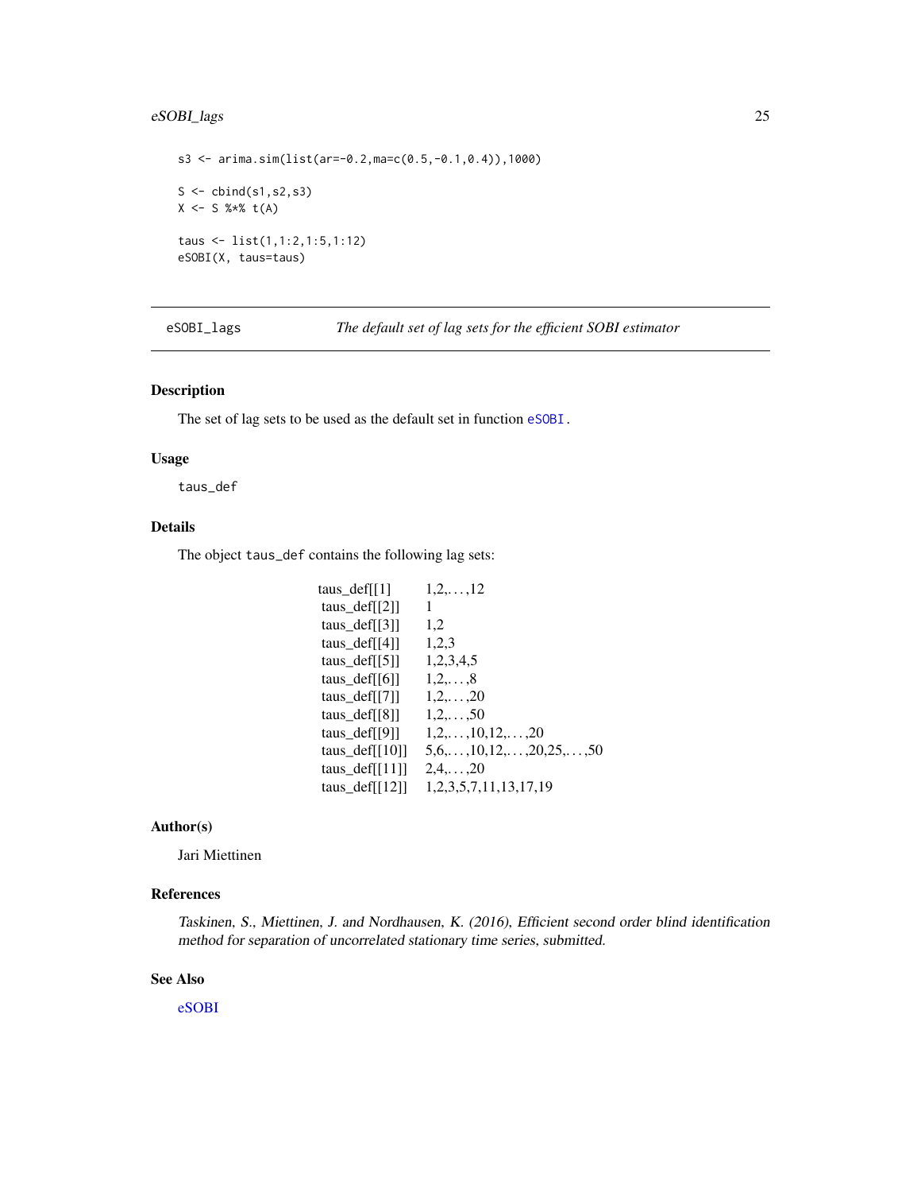```
s3 <- arima.sim(list(ar=-0.2,ma=c(0.5,-0.1,0.4)),1000)

S <- cbind(s1,s2,s3)
X <- S %*% t(A)

taus <- list(1,1:2,1:5,1:12)
eSOBI(X, taus=taus)
```

---

## eSOBI_lags &nbsp;&nbsp;&nbsp;&nbsp; *The default set of lag sets for the efficient SOBI estimator*

---

### Description

The set of lag sets to be used as the default set in function eSOBI.

### Usage

```
taus_def
```

### Details

The object `taus_def` contains the following lag sets:

| | |
|---|---|
| taus_def[[1]] | 1,2,...,12 |
| taus_def[[2]] | 1 |
| taus_def[[3]] | 1,2 |
| taus_def[[4]] | 1,2,3 |
| taus_def[[5]] | 1,2,3,4,5 |
| taus_def[[6]] | 1,2,...,8 |
| taus_def[[7]] | 1,2,...,20 |
| taus_def[[8]] | 1,2,...,50 |
| taus_def[[9]] | 1,2,...,10,12,...,20 |
| taus_def[[10]] | 5,6,...,10,12,...,20,25,...,50 |
| taus_def[[11]] | 2,4,...,20 |
| taus_def[[12]] | 1,2,3,5,7,11,13,17,19 |

### Author(s)

Jari Miettinen

### References

*Taskinen, S., Miettinen, J. and Nordhausen, K. (2016), Efficient second order blind identification method for separation of uncorrelated stationary time series, submitted.*

### See Also

eSOBI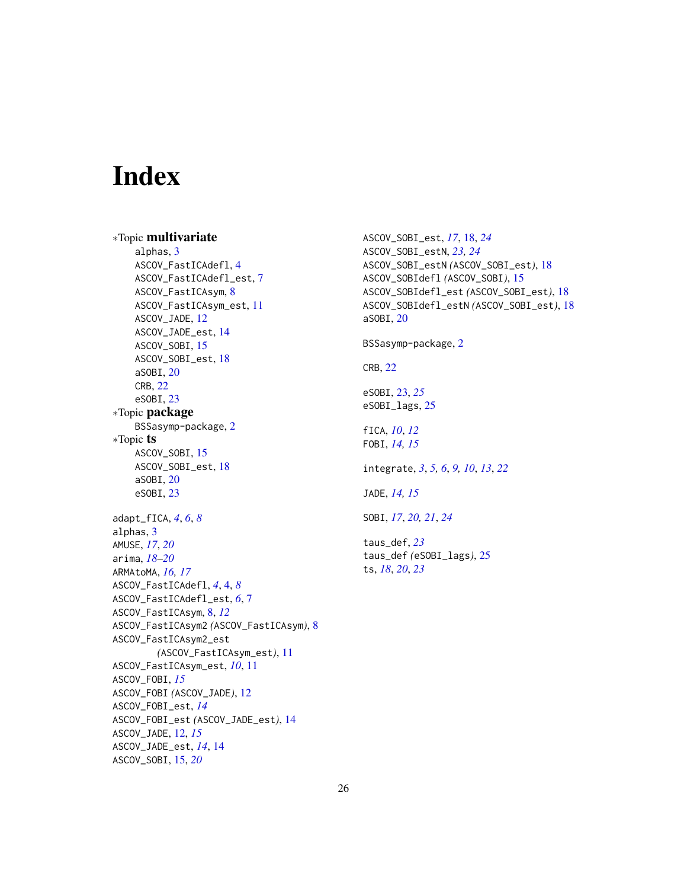# Index

*Topic **multivariate**
- alphas, 3
- ASCOV_FastICAdefl, 4
- ASCOV_FastICAdefl_est, 7
- ASCOV_FastICAsym, 8
- ASCOV_FastICAsym_est, 11
- ASCOV_JADE, 12
- ASCOV_JADE_est, 14
- ASCOV_SOBI, 15
- ASCOV_SOBI_est, 18
- aSOBI, 20
- CRB, 22
- eSOBI, 23

*Topic **package**
- BSSasymp-package, 2

*Topic **ts**
- ASCOV_SOBI, 15
- ASCOV_SOBI_est, 18
- aSOBI, 20
- eSOBI, 23

adapt_fICA, *4*, *6*, *8*
alphas, 3
AMUSE, *17*, *20*
arima, *18–20*
ARMAtoMA, *16*, *17*
ASCOV_FastICAdefl, *4*, 4, *8*
ASCOV_FastICAdefl_est, *6*, 7
ASCOV_FastICAsym, 8, *12*
ASCOV_FastICAsym2 *(*ASCOV_FastICAsym*)*, 8
ASCOV_FastICAsym2_est *(*ASCOV_FastICAsym_est*)*, 11
ASCOV_FastICAsym_est, *10*, 11
ASCOV_FOBI, *15*
ASCOV_FOBI *(*ASCOV_JADE*)*, 12
ASCOV_FOBI_est, *14*
ASCOV_FOBI_est *(*ASCOV_JADE_est*)*, 14
ASCOV_JADE, 12, *15*
ASCOV_JADE_est, *14*, 14
ASCOV_SOBI, 15, *20*
ASCOV_SOBI_est, *17*, 18, *24*
ASCOV_SOBI_estN, *23*, *24*
ASCOV_SOBI_estN *(*ASCOV_SOBI_est*)*, 18
ASCOV_SOBIdefl *(*ASCOV_SOBI*)*, 15
ASCOV_SOBIdefl_est *(*ASCOV_SOBI_est*)*, 18
ASCOV_SOBIdefl_estN *(*ASCOV_SOBI_est*)*, 18
aSOBI, 20

BSSasymp-package, 2

CRB, 22

eSOBI, 23, *25*
eSOBI_lags, 25

fICA, *10*, *12*
FOBI, *14*, *15*

integrate, *3*, *5*, *6*, *9*, *10*, *13*, *22*

JADE, *14*, *15*

SOBI, *17*, *20*, *21*, *24*

taus_def, *23*
taus_def *(*eSOBI_lags*)*, 25
ts, *18*, *20*, *23*